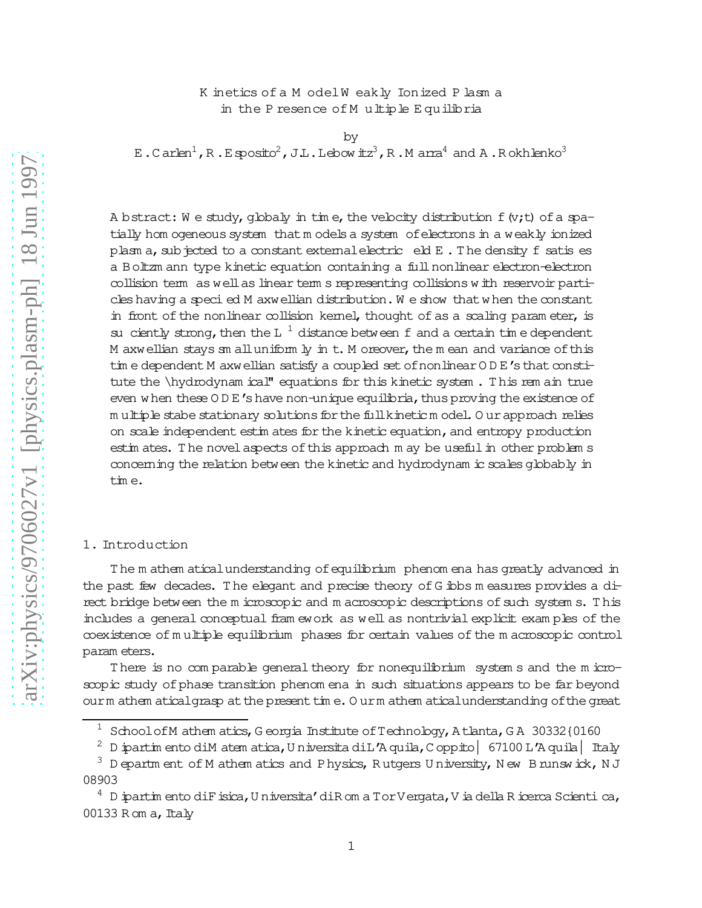# Kinetics of a Model Weakly Ionized Plasma in the Presence of Multiple Equilibria

by

E. Carlen[1], R. Esposito[2], J.L. Lebowitz[3], R. Marra[4] and A. Rokhlenko[3]

Abstract: We study, globaly in time, the velocity distribution $f(v;t)$ of a spatially homogeneous system that models a system of electrons in a weakly ionized plasma, subjected to a constant external electric field $E$. The density $f$ satisfies a Boltzmann type kinetic equation containing a full nonlinear electron-electron collision term as well as linear terms representing collisions with reservoir particles having a specified Maxwellian distribution. We show that when the constant in front of the nonlinear collision kernel, thought of as a scaling parameter, is sufficiently strong, then the $L^1$ distance between $f$ and a certain time dependent Maxwellian stays small uniformly in $t$. Moreover, the mean and variance of this time dependent Maxwellian satisfy a coupled set of nonlinear ODE's that constitute the "hydrodynamical" equations for this kinetic system. This remain true even when these ODE's have non-unique equilibria, thus proving the existence of multiple stabe stationary solutions for the full kinetic model. Our approach relies on scale independent estimates for the kinetic equation, and entropy production estimates. The novel aspects of this approach may be useful in other problems concerning the relation between the kinetic and hydrodynamic scales globably in time.

## 1. Introduction

The mathematical understanding of equilibrium phenomena has greatly advanced in the past few decades. The elegant and precise theory of Gibbs measures provides a direct bridge between the microscopic and macroscopic descriptions of such systems. This includes a general conceptual framework as well as nontrivial explicit examples of the coexistence of multiple equilibrium phases for certain values of the macroscopic control parameters.

There is no comparable general theory for nonequilibrium systems and the microscopic study of phase transition phenomena in such situations appears to be far beyond our mathematical grasp at the present time. Our mathematical understanding of the great

[1] School of Mathematics, Georgia Institute of Technology, Atlanta, GA 30332–0160

[2] Dipartimento di Matematica, Universita di L'Aquila, Coppito – 67100 L'Aquila – Italy

[3] Department of Mathematics and Physics, Rutgers University, New Brunswick, NJ 08903

[4] Dipartimento di Fisica, Universita' di Roma Tor Vergata, Via della Ricerca Scientifica, 00133 Roma, Italy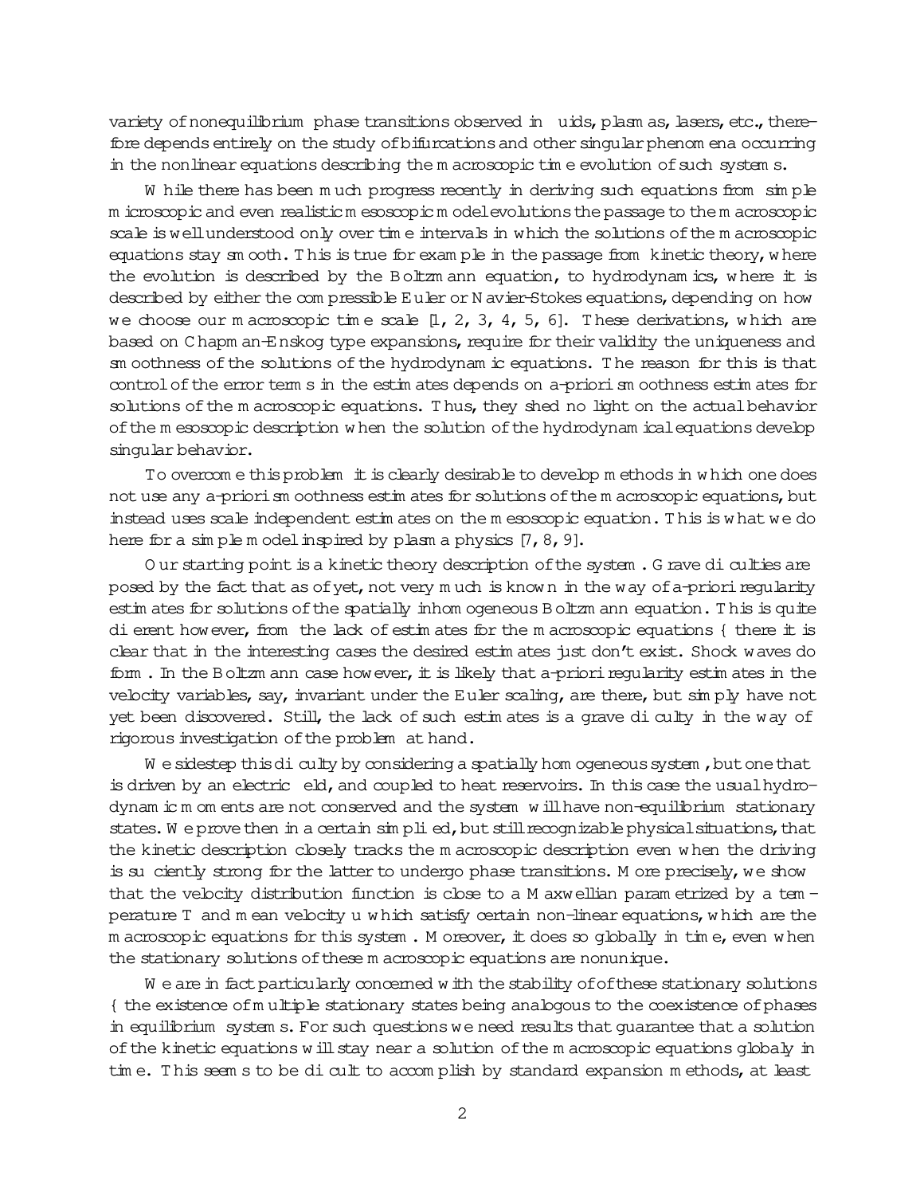variety of nonequilibrium phase transitions observed in fluids, plasmas, lasers, etc., therefore depends entirely on the study of bifurcations and other singular phenomena occurring in the nonlinear equations describing the macroscopic time evolution of such systems.

While there has been much progress recently in deriving such equations from simple microscopic and even realistic mesoscopic model evolutions the passage to the macroscopic scale is well understood only over time intervals in which the solutions of the macroscopic equations stay smooth. This is true for example in the passage from kinetic theory, where the evolution is described by the Boltzmann equation, to hydrodynamics, where it is described by either the compressible Euler or Navier-Stokes equations, depending on how we choose our macroscopic time scale [1, 2, 3, 4, 5, 6]. These derivations, which are based on Chapman-Enskog type expansions, require for their validity the uniqueness and smoothness of the solutions of the hydrodynamic equations. The reason for this is that control of the error terms in the estimates depends on a-priori smoothness estimates for solutions of the macroscopic equations. Thus, they shed no light on the actual behavior of the mesoscopic description when the solution of the hydrodynamical equations develop singular behavior.

To overcome this problem it is clearly desirable to develop methods in which one does not use any a-priori smoothness estimates for solutions of the macroscopic equations, but instead uses scale independent estimates on the mesoscopic equation. This is what we do here for a simple model inspired by plasma physics [7, 8, 9].

Our starting point is a kinetic theory description of the system. Grave difficulties are posed by the fact that as of yet, not very much is known in the way of a-priori regularity estimates for solutions of the spatially inhomogeneous Boltzmann equation. This is quite different however, from the lack of estimates for the macroscopic equations – there it is clear that in the interesting cases the desired estimates just don't exist. Shock waves do form. In the Boltzmann case however, it is likely that a-priori regularity estimates in the velocity variables, say, invariant under the Euler scaling, are there, but simply have not yet been discovered. Still, the lack of such estimates is a grave difficulty in the way of rigorous investigation of the problem at hand.

We sidestep this difficulty by considering a spatially homogeneous system, but one that is driven by an electric field, and coupled to heat reservoirs. In this case the usual hydrodynamic moments are not conserved and the system will have non-equilibrium stationary states. We prove then in a certain simplified, but still recognizable physical situations, that the kinetic description closely tracks the macroscopic description even when the driving is sufficiently strong for the latter to undergo phase transitions. More precisely, we show that the velocity distribution function is close to a Maxwellian parametrized by a temperature $T$ and mean velocity $u$ which satisfy certain non-linear equations, which are the macroscopic equations for this system. Moreover, it does so globally in time, even when the stationary solutions of these macroscopic equations are nonunique.

We are in fact particularly concerned with the stability of of these stationary solutions – the existence of multiple stationary states being analogous to the coexistence of phases in equilibrium systems. For such questions we need results that guarantee that a solution of the kinetic equations will stay near a solution of the macroscopic equations globaly in time. This seems to be difficult to accomplish by standard expansion methods, at least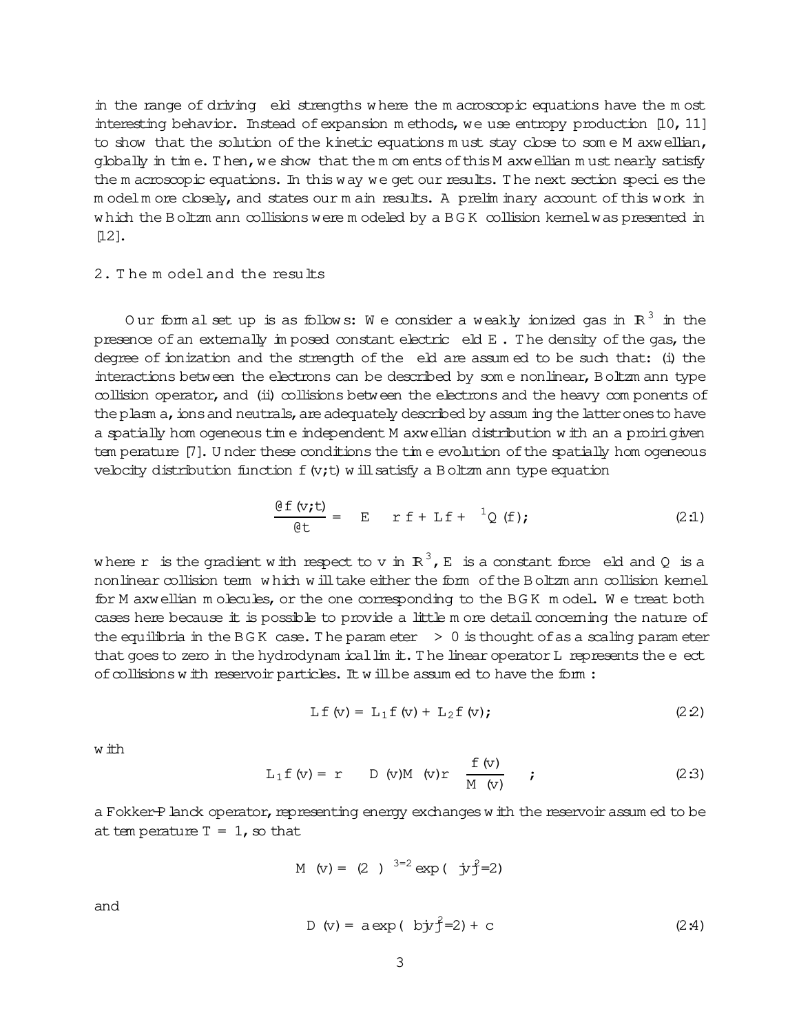in the range of driving field strengths where the macroscopic equations have the most interesting behavior. Instead of expansion methods, we use entropy production [10, 11] to show that the solution of the kinetic equations must stay close to some Maxwellian, globally in time. Then, we show that the moments of this Maxwellian must nearly satisfy the macroscopic equations. In this way we get our results. The next section specifies the model more closely, and states our main results. A preliminary account of this work in which the Boltzmann collisions were modeled by a BGK collision kernel was presented in [12].

## 2. The model and the results

Our formal set up is as follows: We consider a weakly ionized gas in $\mathbb{R}^3$ in the presence of an externally imposed constant electric field $E$. The density of the gas, the degree of ionization and the strength of the field are assumed to be such that: (i) the interactions between the electrons can be described by some nonlinear, Boltzmann type collision operator, and (ii) collisions between the electrons and the heavy components of the plasma, ions and neutrals, are adequately described by assuming the latter ones to have a spatially homogeneous time independent Maxwellian distribution with an a proiri given temperature [7]. Under these conditions the time evolution of the spatially homogeneous velocity distribution function $f(v;t)$ will satisfy a Boltzmann type equation

$$\frac{\partial f(v;t)}{\partial t} = -E \cdot \nabla f + Lf + \epsilon^{-1} Q(f); \tag{2.1}$$

where $\nabla$ is the gradient with respect to $v$ in $\mathbb{R}^3$, $E$ is a constant force field and $Q$ is a nonlinear collision term which will take either the form of the Boltzmann collision kernel for Maxwellian molecules, or the one corresponding to the BGK model. We treat both cases here because it is possible to provide a little more detail concerning the nature of the equilibria in the BGK case. The parameter $\epsilon > 0$ is thought of as a scaling parameter that goes to zero in the hydrodynamical limit. The linear operator $L$ represents the effect of collisions with reservoir particles. It will be assumed to have the form:

$$Lf(v) = L_1 f(v) + L_2 f(v); \tag{2.2}$$

with

$$L_1 f(v) = \nabla \cdot \left( D(v) M(v) \nabla \left( \frac{f(v)}{M(v)} \right) \right); \tag{2.3}$$

a Fokker-Planck operator, representing energy exchanges with the reservoir assumed to be at temperature $T = 1$, so that

$$M(v) = (2\pi)^{-3/2} \exp(-|v|^2/2)$$

and

$$D(v) = a \exp(-b|v|^2/2) + c \tag{2.4}$$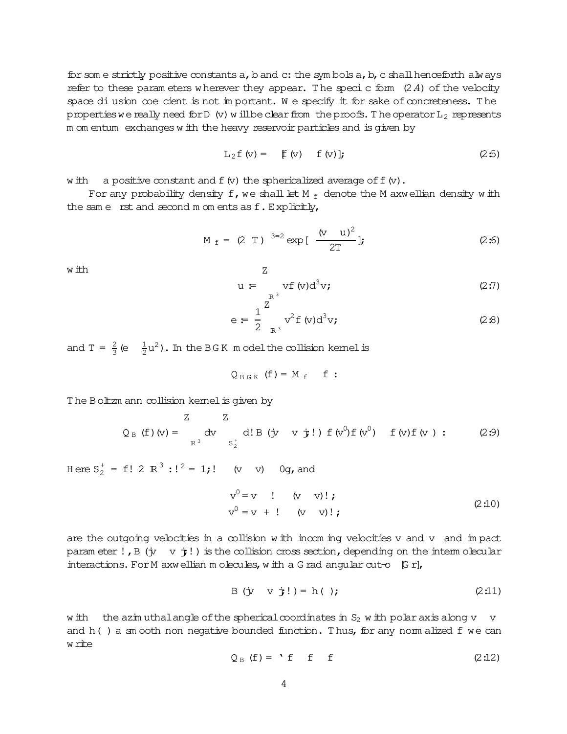for some strictly positive constants $a$, $b$ and $c$: the symbols $a$, $b$, $c$ shall henceforth always refer to these parameters wherever they appear. The specific form (2.4) of the velocity space diffusion coefficient is not important. We specify it for sake of concreteness. The properties we really need for $D(v)$ will be clear from the proofs. The operator $L_2$ represents momentum exchanges with the heavy reservoir particles and is given by

$$L_2 f(v) = \lambda[\bar{f}(v) - f(v)]; \tag{2.5}$$

with $\lambda$ a positive constant and $\bar{f}(v)$ the sphericalized average of $f(v)$.

For any probability density $f$, we shall let $M_f$ denote the Maxwellian density with the same first and second moments as $f$. Explicitly,

$$M_f = (2\pi T)^{-3/2} \exp[-\frac{(v-u)^2}{2T}]; \tag{2.6}$$

with

$$u := \int_{\mathbb{R}^3} v f(v) d^3v; \tag{2.7}$$

$$e := \frac{1}{2}\int_{\mathbb{R}^3} v^2 f(v) d^3v; \tag{2.8}$$

and $T = \frac{2}{3}(e - \frac{1}{2}u^2)$. In the BGK model the collision kernel is

$$Q_{BGK}(f) = M_f - f\,:$$

The Boltzmann collision kernel is given by

$$Q_B(f)(v) = \int_{\mathbb{R}^3} dv_* \int_{S_2^+} d\omega\, B(|v - v_*|;\omega)\left[f(v')f(v'_*) - f(v)f(v_*)\right]: \tag{2.9}$$

Here $S_2^+ = \{\omega \in \mathbb{R}^3 : \omega^2 = 1; \omega\cdot(v - v_*) \geq 0\}$, and

$$\begin{aligned} v' &= v - \omega\cdot(v - v_*)\omega; \\ v'_* &= v_* + \omega\cdot(v - v_*)\omega; \end{aligned} \tag{2.10}$$

are the outgoing velocities in a collision with incoming velocities $v$ and $v_*$ and impact parameter $\omega$, $B(|v - v_*|;\omega)$ is the collision cross section, depending on the intermolecular interactions. For Maxwellian molecules, with a Grad angular cut-off [Gr],

$$B(|v - v_*|;\omega) = h(\theta); \tag{2.11}$$

with $\theta$ the azimuthal angle of the spherical coordinates in $S_2$ with polar axis along $v - v_*$ and $h(\theta)$ a smooth non negative bounded function. Thus, for any normalized $f$ we can write

$$Q_B(f) = \ell\, f \circ f - f \tag{2.12}$$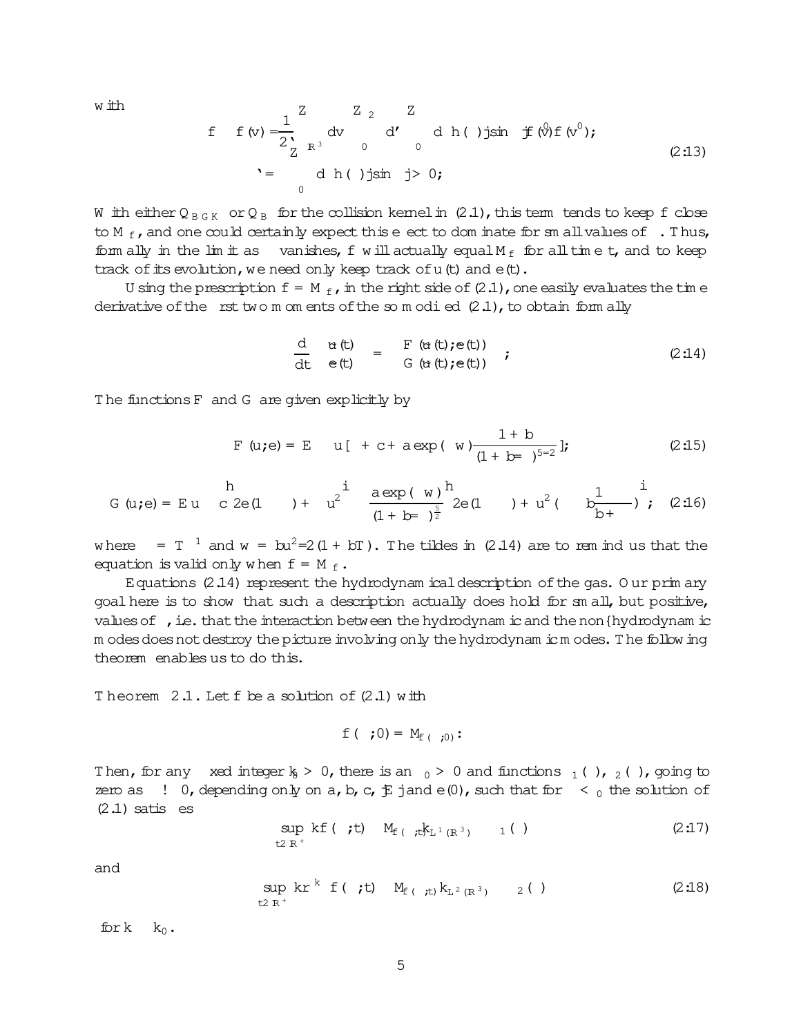with

$$
\begin{aligned}
\overline{f} \equiv \overline{f}(v) &= \frac{1}{2\ell}\int_{\mathbb{R}^3} dv \int_0^{2\pi} d\varphi \int_0^{\pi} d\theta\, h(\theta)|\sin\theta|\, f(v^0) f(v^0); \\
\ell &= \int_0^{\pi} d\theta\, h(\theta)|\sin\theta| > 0;
\end{aligned}
\tag{2.13}
$$

With either $Q_{BGK}$ or $Q_B$ for the collision kernel in (2.1), this term tends to keep $f$ close to $M_f$, and one could certainly expect this effect to dominate for small values of $\epsilon$. Thus, formally in the limit as $\epsilon$ vanishes, $f$ will actually equal $M_f$ for all time $t$, and to keep track of its evolution, we need only keep track of $u(t)$ and $e(t)$.

Using the prescription $f = M_f$, in the right side of (2.1), one easily evaluates the time derivative of the first two moments of the so modified (2.1), to obtain formally

$$
\frac{d}{dt}\begin{pmatrix} \tilde{u}(t) \\ \tilde{e}(t) \end{pmatrix} = \begin{pmatrix} F(\tilde{u}(t);\tilde{e}(t)) \\ G(\tilde{u}(t);\tilde{e}(t)) \end{pmatrix};
\tag{2.14}
$$

The functions $F$ and $G$ are given explicitly by

$$
F(u;e) = E - u\Big[\nu + c + a\exp(-w)\frac{1+b}{(1+b=\beta)^{5=2}}\Big];
\tag{2.15}
$$

$$
G(u;e) = Eu - \Big[c\,2e(1-\beta) + u^2\Big] - \frac{a\exp(-w)}{(1+b=\beta)^{\frac{5}{2}}}\Big[2e(1-\beta) + u^2\Big(\beta - b\frac{1}{b+\beta}\Big)\Big];
\tag{2.16}
$$

where $\beta = T^{-1}$ and $w = bu^2{=}2(1+bT)$. The tildes in (2.14) are to remind us that the equation is valid only when $f = M_f$.

Equations (2.14) represent the hydrodynamical description of the gas. Our primary goal here is to show that such a description actually does hold for small, but positive, values of $\epsilon$, i.e. that the interaction between the hydrodynamic and the non-hydrodynamic modes does not destroy the picture involving only the hydrodynamic modes. The following theorem enables us to do this.

**Theorem 2.1.** Let $f$ be a solution of (2.1) with

$$
f(\cdot;0) = M_{f(\cdot;0)}:
$$

Then, for any fixed integer $k_0 > 0$, there is an $\epsilon_0 > 0$ and functions $\delta_1(\epsilon)$, $\delta_2(\epsilon)$, going to zero as $\epsilon \to 0$, depending only on $a$, $b$, $c$, $|E|$ and $e(0)$, such that for $\epsilon < \epsilon_0$ the solution of (2.1) satisfies

$$
\sup_{t\in\mathbb{R}^+} \|f(\cdot;t) - M_{f(\cdot;t)}\|_{L^1(\mathbb{R}^3)} \le \delta_1(\epsilon)
\tag{2.17}
$$

and

$$
\sup_{t\in\mathbb{R}^+} \|\nabla^k f(\cdot;t) - M_{f(\cdot;t)}\|_{L^2(\mathbb{R}^3)} \le \delta_2(\epsilon)
\tag{2.18}
$$

for $k \le k_0$.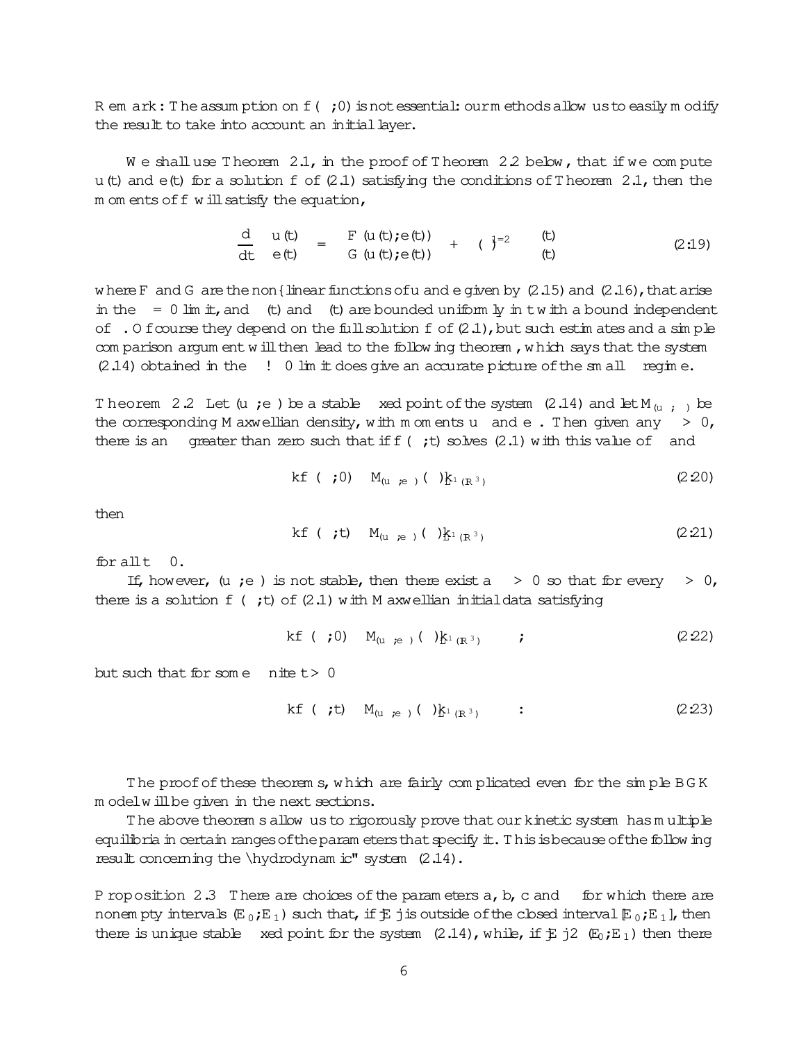Remark: The assumption on $f(\cdot;0)$ is not essential: our methods allow us to easily modify the result to take into account an initial layer.

We shall use Theorem 2.1, in the proof of Theorem 2.2 below, that if we compute $u(t)$ and $e(t)$ for a solution $f$ of (2.1) satisfying the conditions of Theorem 2.1, then the moments of $f$ will satisfy the equation,

$$\frac{d}{dt}\begin{pmatrix} u(t) \\ e(t) \end{pmatrix} = \begin{pmatrix} F(u(t);e(t)) \\ G(u(t);e(t)) \end{pmatrix} + (\epsilon)^{1/2}\begin{pmatrix} \alpha(t) \\ \beta(t) \end{pmatrix} \tag{2.19}$$

where $F$ and $G$ are the non-linear functions of $u$ and $e$ given by (2.15) and (2.16), that arise in the $\epsilon = 0$ limit, and $\alpha(t)$ and $\beta(t)$ are bounded uniformly in $t$ with a bound independent of $\epsilon$. Of course they depend on the full solution $f$ of (2.1), but such estimates and a simple comparison argument will then lead to the following theorem, which says that the system (2.14) obtained in the $\epsilon \to 0$ limit does give an accurate picture of the small $\epsilon$ regime.

**Theorem 2.2** Let $(u_\infty;e_\infty)$ be a stable fixed point of the system (2.14) and let $M_{(u_\infty;e_\infty)}$ be the corresponding Maxwellian density, with moments $u_\infty$ and $e_\infty$. Then given any $\delta > 0$, there is an $\epsilon$ greater than zero such that if $f(\cdot;t)$ solves (2.1) with this value of $\epsilon$ and

$$\|f(\cdot;0) - M_{(u_\infty;e_\infty)}(\cdot)\|_{L^1(\mathbb{R}^3)} \le \epsilon \tag{2.20}$$

then

$$\|f(\cdot;t) - M_{(u_\infty;e_\infty)}(\cdot)\|_{L^1(\mathbb{R}^3)} \le \delta \tag{2.21}$$

for all $t \ge 0$.

If, however, $(u_\infty;e_\infty)$ is not stable, then there exist a $\delta > 0$ so that for every $\epsilon > 0$, there is a solution $f(\cdot;t)$ of (2.1) with Maxwellian initial data satisfying

$$\|f(\cdot;0) - M_{(u_\infty;e_\infty)}(\cdot)\|_{L^1(\mathbb{R}^3)} \le \epsilon \tag{2.22}$$

but such that for some finite $t > 0$

$$\|f(\cdot;t) - M_{(u_\infty;e_\infty)}(\cdot)\|_{L^1(\mathbb{R}^3)} \ge \delta \tag{2.23}$$

The proof of these theorems, which are fairly complicated even for the simple BGK model will be given in the next sections.

The above theorems allow us to rigorously prove that our kinetic system has multiple equilibria in certain ranges of the parameters that specify it. This is because of the following result concerning the "hydrodynamic" system (2.14).

**Proposition 2.3** There are choices of the parameters $a$, $b$, $c$ and $\gamma$ for which there are nonempty intervals $(E_0;E_1)$ such that, if $|E|$ is outside of the closed interval $[E_0;E_1]$, then there is unique stable fixed point for the system (2.14), while, if $|E| \in (E_0;E_1)$ then there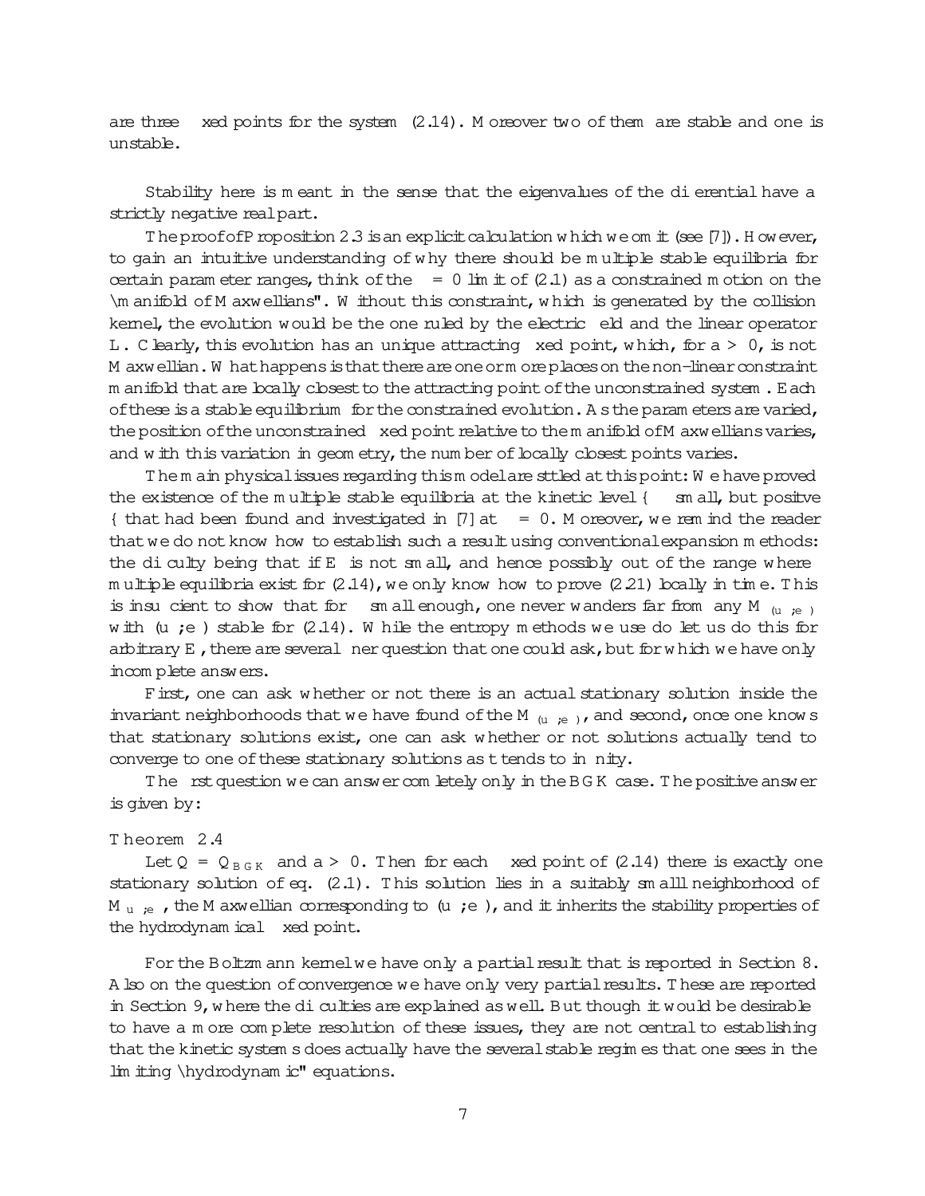are three fixed points for the system (2.14). Moreover two of them are stable and one is unstable.

Stability here is meant in the sense that the eigenvalues of the differential have a strictly negative real part.

The proof of Proposition 2.3 is an explicit calculation which we omit (see [7]). However, to gain an intuitive understanding of why there should be multiple stable equilibria for certain parameter ranges, think of the $\epsilon = 0$ limit of (2.1) as a constrained motion on the "manifold of Maxwellians". Without this constraint, which is generated by the collision kernel, the evolution would be the one ruled by the electric field and the linear operator $L$. Clearly, this evolution has an unique attracting fixed point, which, for $a > 0$, is not Maxwellian. What happens is that there are one or more places on the non-linear constraint manifold that are locally closest to the attracting point of the unconstrained system. Each of these is a stable equilibrium for the constrained evolution. As the parameters are varied, the position of the unconstrained fixed point relative to the manifold of Maxwellians varies, and with this variation in geometry, the number of locally closest points varies.

The main physical issues regarding this model are sttled at this point: We have proved the existence of the multiple stable equilibria at the kinetic level – $\epsilon$ small, but positve – that had been found and investigated in [7] at $\epsilon = 0$. Moreover, we remind the reader that we do not know how to establish such a result using conventional expansion methods: the difficulty being that if $E$ is not small, and hence possibly out of the range where multiple equilibria exist for (2.14), we only know how to prove (2.21) locally in time. This is insufficient to show that for $\epsilon$ small enough, one never wanders far from any $M_{(u,e)}$ with $(u,e)$ stable for (2.14). While the entropy methods we use do let us do this for arbitrary $E$, there are several finer question that one could ask, but for which we have only incomplete answers.

First, one can ask whether or not there is an actual stationary solution inside the invariant neighborhoods that we have found of the $M_{(u,e)}$, and second, once one knows that stationary solutions exist, one can ask whether or not solutions actually tend to converge to one of these stationary solutions as $t$ tends to infinity.

The first question we can answer comletely only in the BGK case. The positive answer is given by:

**Theorem 2.4**

Let $Q = Q_{BGK}$ and $a > 0$. Then for each fixed point of (2.14) there is exactly one stationary solution of eq. (2.1). This solution lies in a suitably smalll neighborhood of $M_{u,e}$, the Maxwellian corresponding to $(u,e)$, and it inherits the stability properties of the hydrodynamical fixed point.

For the Boltzmann kernel we have only a partial result that is reported in Section 8. Also on the question of convergence we have only very partial results. These are reported in Section 9, where the difficulties are explained as well. But though it would be desirable to have a more complete resolution of these issues, they are not central to establishing that the kinetic systems does actually have the several stable regimes that one sees in the limiting "hydrodynamic" equations.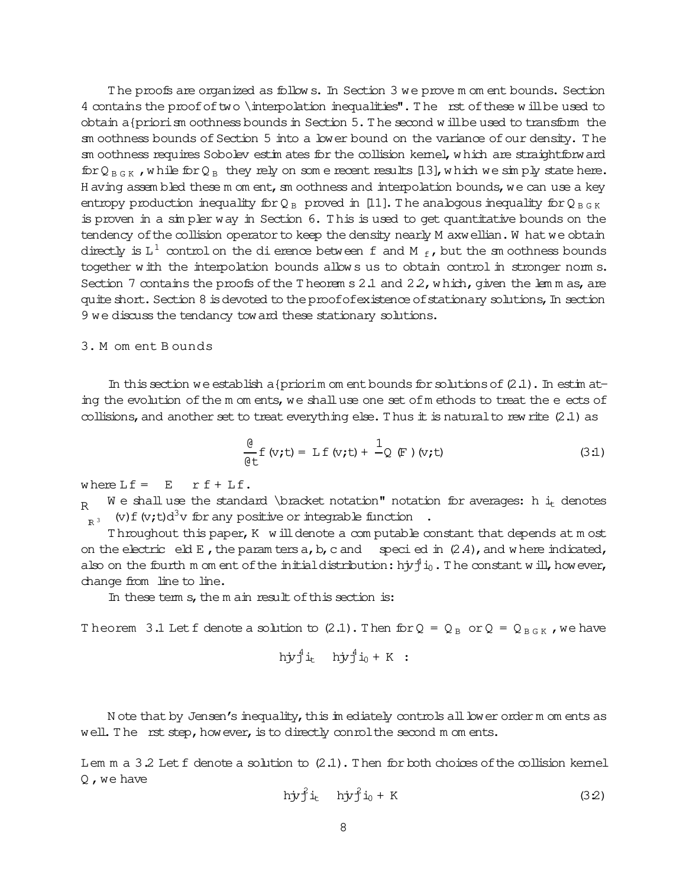The proofs are organized as follows. In Section 3 we prove moment bounds. Section 4 contains the proof of two "interpolation inequalities". The first of these will be used to obtain a–priori smoothness bounds in Section 5. The second will be used to transform the smoothness bounds of Section 5 into a lower bound on the variance of our density. The smoothness requires Sobolev estimates for the collision kernel, which are straightforward for $Q_{BGK}$, while for $Q_B$ they rely on some recent results [13], which we simply state here. Having assembled these moment, smoothness and interpolation bounds, we can use a key entropy production inequality for $Q_B$ proved in [11]. The analogous inequality for $Q_{BGK}$ is proven in a simpler way in Section 6. This is used to get quantitative bounds on the tendency of the collision operator to keep the density nearly Maxwellian. What we obtain directly is $L^1$ control on the difference between $f$ and $M_f$, but the smoothness bounds together with the interpolation bounds allows us to obtain control in stronger norms. Section 7 contains the proofs of the Theorems 2.1 and 2.2, which, given the lemmas, are quite short. Section 8 is devoted to the proof of existence of stationary solutions, In section 9 we discuss the tendancy toward these stationary solutions.

## 3. Moment Bounds

In this section we establish a–priori moment bounds for solutions of (2.1). In estimating the evolution of the moments, we shall use one set of methods to treat the effects of collisions, and another set to treat everything else. Thus it is natural to rewrite (2.1) as

$$\frac{\partial}{\partial t} f(v;t) = \mathcal{L} f(v;t) + \frac{1}{\tau} Q(F)(v;t) \tag{3.1}$$

where $\mathcal{L} f = -E \cdot \nabla f + \mathcal{L} f$.

We shall use the standard "bracket notation" notation for averages: $\langle \phi \rangle_t$ denotes $\int_{\mathbb{R}^3} \phi(v) f(v;t) d^3 v$ for any positive or integrable function $\phi$.

Throughout this paper, $K$ will denote a computable constant that depends at most on the electric field $E$, the paramters $a$, $b$, $c$ and $\tau$ specified in (2.4), and where indicated, also on the fourth moment of the initial distribution: $\langle |v|^4 \rangle_0$. The constant will, however, change from line to line.

In these terms, the main result of this section is:

**Theorem 3.1** Let $f$ denote a solution to (2.1). Then for $Q = Q_B$ or $Q = Q_{BGK}$, we have

$$\langle |v|^4 \rangle_t \leq \langle |v|^4 \rangle_0 + K \ .$$

Note that by Jensen's inequality, this immediately controls all lower order moments as well. The first step, however, is to directly conrol the second moments.

**Lemma 3.2** Let $f$ denote a solution to (2.1). Then for both choices of the collision kernel $Q$, we have

$$\langle |v|^2 \rangle_t \leq \langle |v|^2 \rangle_0 + K \tag{3.2}$$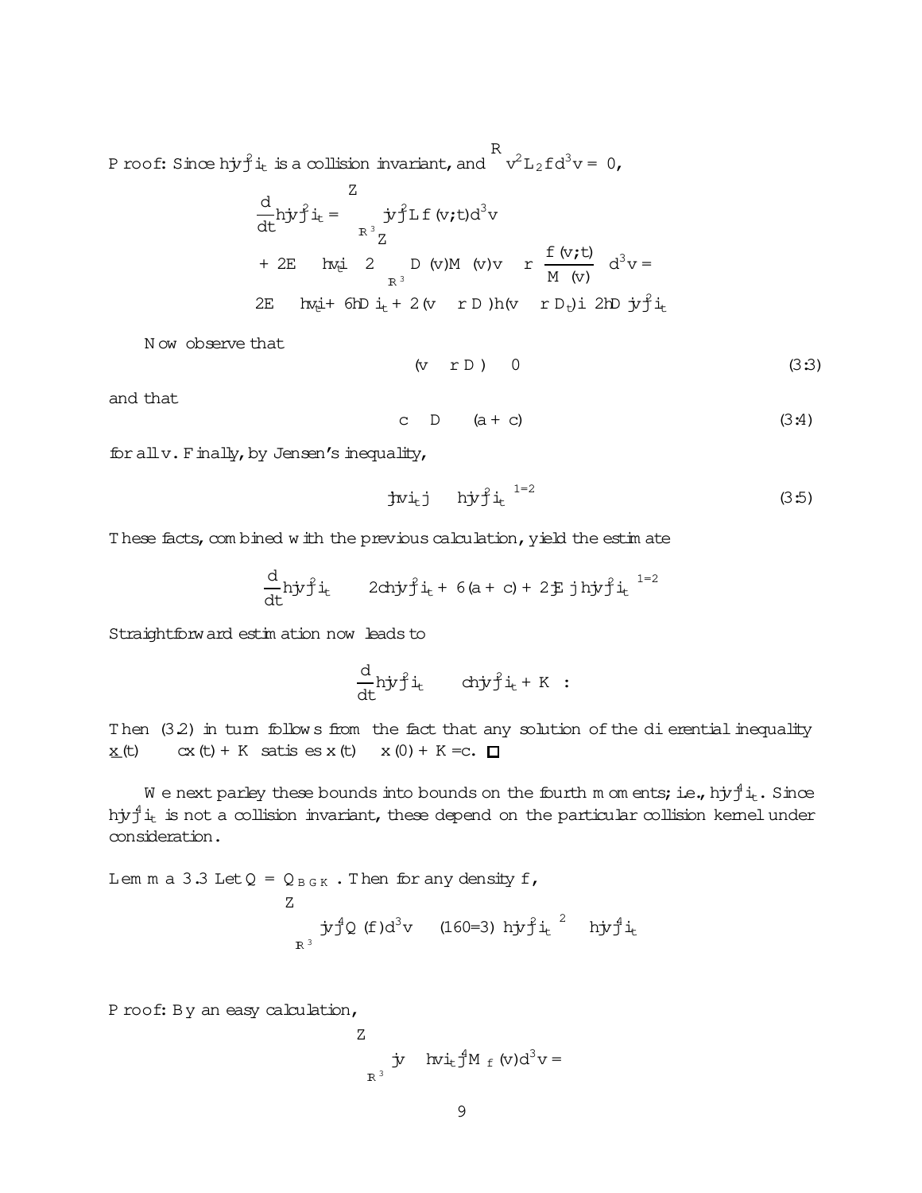Proof: Since $\langle |v|^2\rangle_t$ is a collision invariant, and $\int v^2 L_2 f d^3v = 0$,

$$
\begin{aligned}
\frac{d}{dt}\langle |v|^2\rangle_t &= \int_{\mathbb{R}^3} |v|^2 L f(v;t) d^3v \\
&+ 2E \cdot \langle v_t\rangle - 2\int_{\mathbb{R}^3} D(v) M(v) v \cdot \nabla \frac{f(v;t)}{M(v)} d^3v = \\
&2E \cdot \langle v_t\rangle + 6\langle D\rangle_t + 2\langle (v \cdot \nabla D)\rangle - \langle (v \cdot \nabla D_t)\rangle - 2\langle D|v|^2\rangle_t
\end{aligned}
$$

Now observe that

$$
(v \cdot \nabla D) \le 0 \tag{3.3}
$$

and that

$$
c \le D \le (a + c) \tag{3.4}
$$

for all $v$. Finally, by Jensen's inequality,

$$
|\langle v\rangle_t| \le \left(\langle |v|^2\rangle_t\right)^{1/2} \tag{3.5}
$$

These facts, combined with the previous calculation, yield the estimate

$$
\frac{d}{dt}\langle |v|^2\rangle_t \le -2c\langle |v|^2\rangle_t + 6(a + c) + 2|E|\left(\langle |v|^2\rangle_t\right)^{1/2}
$$

Straightforward estimation now leads to

$$
\frac{d}{dt}\langle |v|^2\rangle_t \le -c\langle |v|^2\rangle_t + K \ .
$$

Then (3.2) in turn follows from the fact that any solution of the differential inequality $\dot{x}(t) \le -cx(t) + K$ satisfies $x(t) \le x(0) + K/c$. □

We next parley these bounds into bounds on the fourth moments; i.e., $\langle |v|^4\rangle_t$. Since $\langle |v|^4\rangle_t$ is not a collision invariant, these depend on the particular collision kernel under consideration.

**Lemma 3.3** Let $Q = Q_{BGK}$. Then for any density $f$,

$$
\int_{\mathbb{R}^3} |v|^4 Q(f) d^3v \le (160/3)\left(\langle |v|^2\rangle_t\right)^2 - \langle |v|^4\rangle_t
$$

Proof: By an easy calculation,

$$
\int_{\mathbb{R}^3} |v - \langle v\rangle_t|^4 M_f(v) d^3v =
$$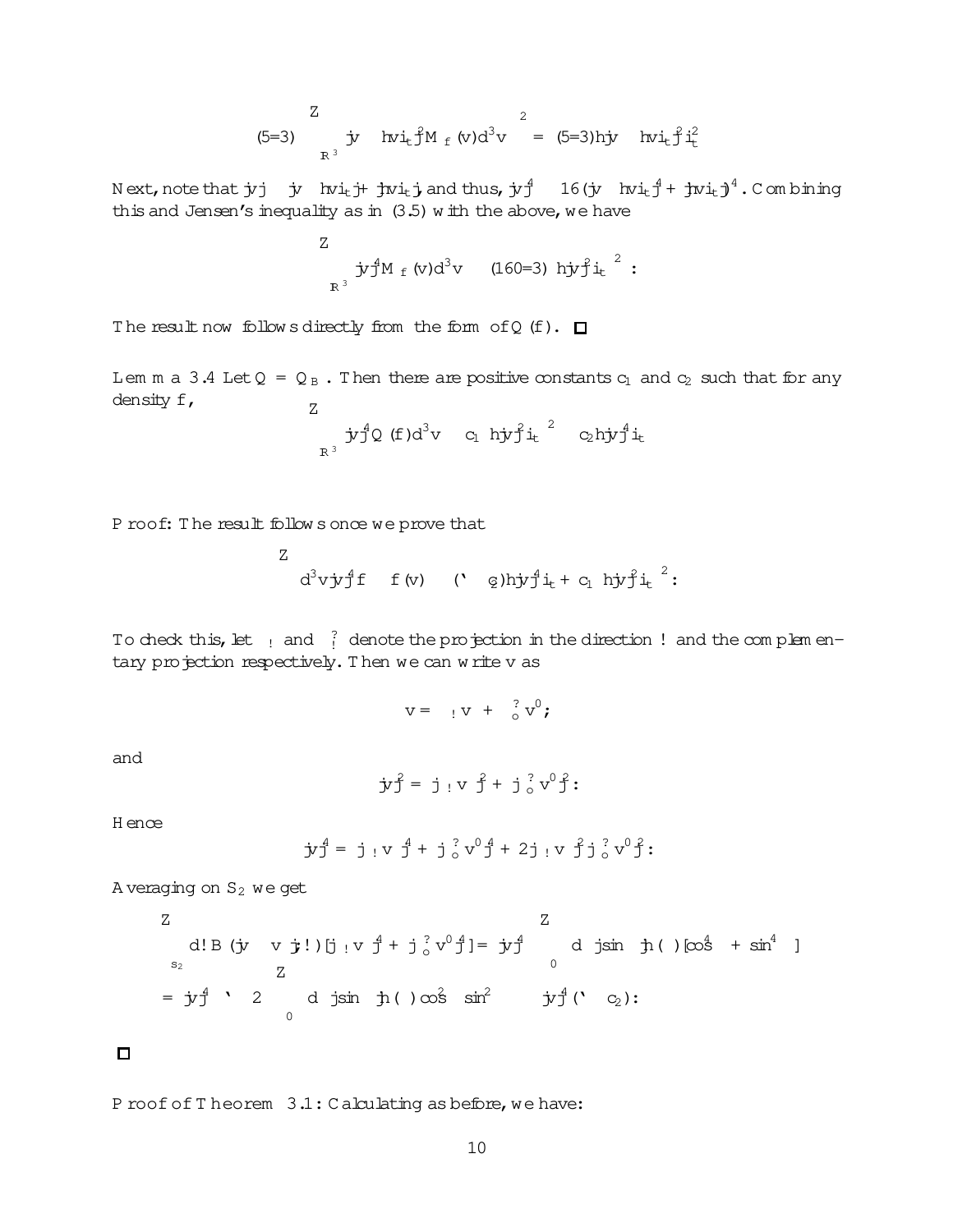$$(5/3)\left(\int_{\mathbb{R}^3} |v - \langle v\rangle_t|^2 M_f(v)d^3v\right)^2 = (5/3)\langle |v - \langle v\rangle_t|^2\rangle_t^2$$

Next, note that $|v| \le |v - \langle v\rangle_t| + |\langle v\rangle_t|$, and thus, $|v|^4 \le 16(|v - \langle v\rangle_t|^4 + |\langle v\rangle_t|)^4$. Combining this and Jensen's inequality as in (3.5) with the above, we have

$$\int_{\mathbb{R}^3} |v|^4 M_f(v)d^3v \le (160/3)\ \langle |v|^2\rangle_t^{\ 2}\ .$$

The result now follows directly from the form of $Q(f)$. ☐

**Lemma 3.4** Let $Q = Q_B$. Then there are positive constants $c_1$ and $c_2$ such that for any density $f$,

$$\int_{\mathbb{R}^3} |v|^4 Q(f)d^3v \le c_1\ \langle |v|^2\rangle_t^{\ 2} - c_2\langle |v|^4\rangle_t$$

Proof: The result follows once we prove that

$$\int d^3v|v|^4 f \circ f(v) \le (\ell - c_2)\langle |v|^4\rangle_t + c_1\ \langle |v|^2\rangle_t^{\ 2}\ .$$

To check this, let $\pi_\omega$ and $\pi_\omega^\perp$ denote the projection in the direction $\omega$ and the complementary projection respectively. Then we can write $v$ as

$$v = \pi_\omega v + \pi_\omega^\perp v'\ ,$$

and

$$|v|^2 = |\pi_\omega v|^2 + |\pi_\omega^\perp v'|^2\ .$$

Hence

$$|v|^4 = |\pi_\omega v|^4 + |\pi_\omega^\perp v'|^4 + 2|\pi_\omega v|^2|\pi_\omega^\perp v'|^2\ .$$

Averaging on $S_2$ we get

$$\int_{S_2} d\omega B(|v - v_*|\omega)[|\pi_\omega v|^4 + |\pi_\omega^\perp v'|^4] = |v|^4 \int_0^\pi d\theta |\sin\theta| h(\theta)[\cos^4\theta + \sin^4\theta]$$

$$= |v|^4\ \ell - 2\int_0^\pi d\theta |\sin\theta| h(\theta)\cos^2\theta \sin^2\theta \le |v|^4(\ell - c_2)\ .$$

☐

Proof of Theorem 3.1: Calculating as before, we have: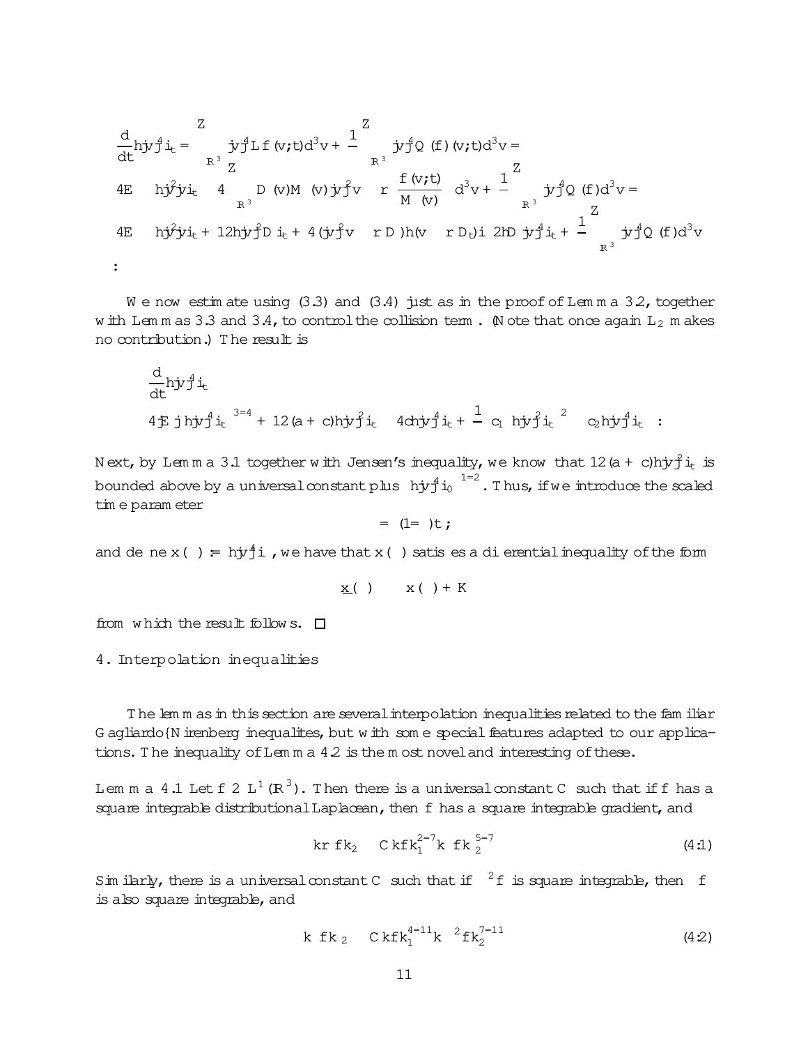$$
\begin{aligned}
\frac{d}{dt}\langle |v|^4\rangle_t &= \int_{\mathbb{R}^3} |v|^4 L f(v,t) d^3v + \frac{1}{\epsilon}\int_{\mathbb{R}^3} |v|^4 Q(f)(v,t) d^3v = \\
4E - \langle |v|^2 |v|\rangle_t &- 4\int_{\mathbb{R}^3} D(v) M(v) \nabla |v|^2 v \cdot \nabla \left(\frac{f(v,t)}{M(v)}\right) d^3v + \frac{1}{\epsilon}\int_{\mathbb{R}^3} |v|^4 Q(f) d^3v = \\
4E - \langle |v|^2 |v|\rangle_t &+ 12\langle |v|^2 D\rangle_t + 4\langle (|v|^2 v \cdot \nabla D)\rangle h(v \cdot \nabla D_t)\rangle - 2\langle D |v|^4\rangle_t + \frac{1}{\epsilon}\int_{\mathbb{R}^3} |v|^4 Q(f) d^3v \\
&.
\end{aligned}
$$

We now estimate using (3.3) and (3.4) just as in the proof of Lemma 3.2, together with Lemmas 3.3 and 3.4, to control the collision term. (Note that once again $L_2$ makes no contribution.) The result is

$$
\begin{aligned}
&\frac{d}{dt}\langle |v|^4\rangle_t \\
&\leq 4|E|\, \langle |v|^4\rangle_t^{3/4} + 12(a+c)\langle |v|^2\rangle_t - 4c\langle |v|^4\rangle_t + \frac{1}{\epsilon}\left(c_1 \langle |v|^2\rangle_t^{\ 2} - c_2\langle |v|^4\rangle_t\right) .
\end{aligned}
$$

Next, by Lemma 3.1 together with Jensen's inequality, we know that $12(a+c)\langle |v|^2\rangle_t$ is bounded above by a universal constant plus $\left(\langle |v|^4\rangle_0\right)^{1/2}$. Thus, if we introduce the scaled time parameter

$$
\tau = (1/\epsilon)t ;
$$

and define $x(\tau) := \langle |v|^4\rangle_\tau$, we have that $x(\tau)$ satisfies a differential inequality of the form

$$
\underline{x}(\tau) \leq -x(\tau) + K
$$

from which the result follows. □

## 4. Interpolation inequalities

The lemmas in this section are several interpolation inequalities related to the familiar Gagliardo–Nirenberg inequalites, but with some special features adapted to our applications. The inequality of Lemma 4.2 is the most novel and interesting of these.

**Lemma 4.1** Let $f \in L^1(\mathbb{R}^3)$. Then there is a universal constant $C$ such that if $f$ has a square integrable distributional Laplacean, then $f$ has a square integrable gradient, and

$$
\|\nabla f\|_2 \leq C\|f\|_1^{2/7}\|\Delta f\|_2^{5/7} \tag{4.1}
$$

Similarly, there is a universal constant $C$ such that if $\Delta^2 f$ is square integrable, then $\Delta f$ is also square integrable, and

$$
\|\Delta f\|_2 \leq C\|f\|_1^{4/11}\|\Delta^2 f\|_2^{7/11} \tag{4.2}
$$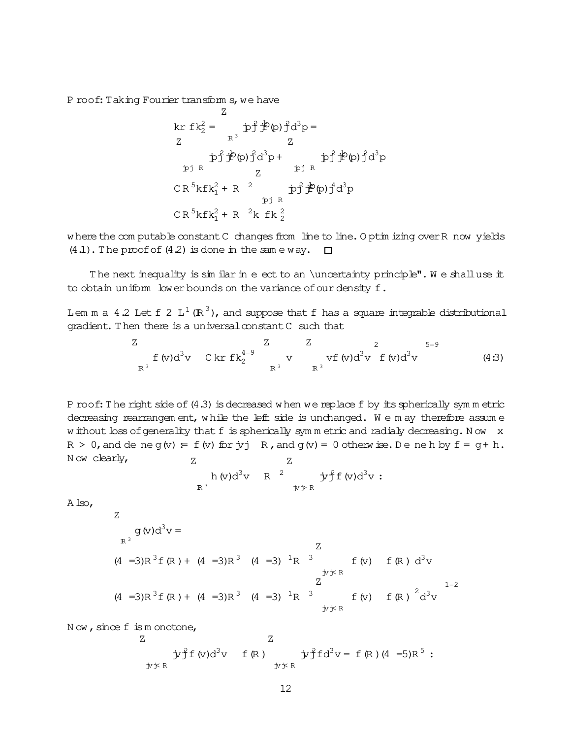**Proof:** Taking Fourier transforms, we have

$$
\begin{aligned}
\|\nabla f\|_2^2 &= \int_{\mathbb{R}^3} |p|^2 |\hat{f}(p)|^2 d^3p = \\
&\int_{|p|\le R} |p|^2 |\hat{f}(p)|^2 d^3p + \int_{|p|\ge R} |p|^2 |\hat{f}(p)|^2 d^3p \\
&\le C R^5 \|f\|_1^2 + R^{-2} \int_{|p|\ge R} |p|^2 |\hat{p}(p)|^4 d^3p \\
&\le C R^5 \|f\|_1^2 + R^{-2} \|\Delta f\|_2^2
\end{aligned}
$$

where the computable constant $C$ changes from line to line. Optimizing over $R$ now yields (4.1). The proof of (4.2) is done in the same way. □

The next inequality is similar in effect to an "uncertainty principle". We shall use it to obtain uniform lower bounds on the variance of our density $f$.

**Lemma 4.2** Let $f \in L^1(\mathbb{R}^3)$, and suppose that $f$ has a square integrable distributional gradient. Then there is a universal constant $C$ such that

$$
\int_{\mathbb{R}^3} f(v)d^3v \le C\|\nabla f\|_2^{4/9} \left( \int_{\mathbb{R}^3} \left| v - \int_{\mathbb{R}^3} vf(v)d^3v \right|^2 f(v)d^3v \right)^{5/9} \tag{4.3}
$$

**Proof:** The right side of (4.3) is decreased when we replace $f$ by its spherically symmetric decreasing rearrangement, while the left side is unchanged. We may therefore assume without loss of generality that $f$ is spherically symmetric and radialy decreasing. Now fix $R > 0$, and define $g(v) := f(v)$ for $|v| \le R$, and $g(v) = 0$ otherwise. Define $h$ by $f = g + h$. Now clearly,

$$
\int_{\mathbb{R}^3} h(v)d^3v \le R^{-2} \int_{|v|>R} |v|^2 f(v)d^3v \ .
$$

Also,

$$
\begin{aligned}
&\int_{\mathbb{R}^3} g(v)d^3v = \\
&(4\pi/3)R^3 f(R) + (4\pi/3)R^3 \left( (4\pi/3)^{-1}R^{-3} \int_{|v|<R} \left( f(v) - f(R) \right) d^3v \right) \le \\
&(4\pi/3)R^3 f(R) + (4\pi/3)R^3 \left( (4\pi/3)^{-1}R^{-3} \int_{|v|<R} \left( f(v) - f(R) \right)^2 d^3v \right)^{1/2}
\end{aligned}
$$

Now, since $f$ is monotone,

$$
\int_{|v|<R} |v|^2 f(v)d^3v \ge f(R) \int_{|v|<R} |v|^2 f d^3v = f(R)(4\pi/5)R^5 \ .
$$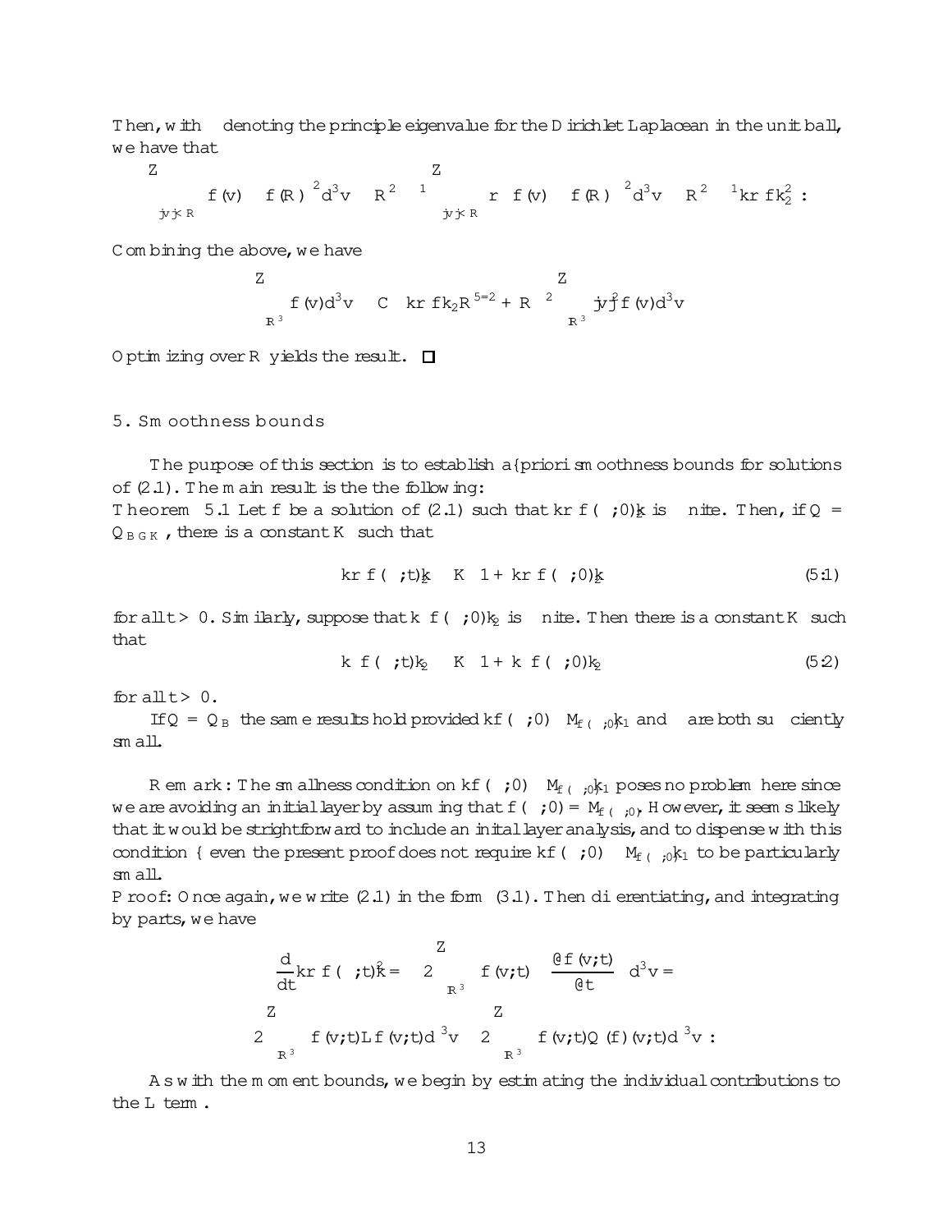Then, with $\lambda$ denoting the principle eigenvalue for the Dirichlet Laplacean in the unit ball, we have that

$$\int_{|v|\le R} \left( f(v) - f(R) \right)^2 d^3v \le R^2 \lambda^{-1} \int_{|v|\le R} \left| \nabla \left( f(v) - f(R) \right) \right|^2 d^3v \le R^2 \lambda^{-1} \|\nabla f\|_2^2 \ .$$

Combining the above, we have

$$\int_{\mathbb{R}^3} f(v) d^3v \le C \left( \|\nabla f\|_2 R^{5/2} + R^{-2} \int_{\mathbb{R}^3} |v|^2 f(v) d^3v \right)$$

Optimizing over $R$ yields the result. $\square$

## 5. Smoothness bounds

The purpose of this section is to establish a–priori smoothness bounds for solutions of (2.1). The main result is the the following:

**Theorem 5.1** Let $f$ be a solution of (2.1) such that $\|\nabla f(\cdot;0)\|_2$ is finite. Then, if $Q = Q_{BGK}$, there is a constant $K$ such that

$$\|\nabla f(\cdot;t)\|_2 \le K \left( 1 + \|\nabla f(\cdot;0)\|_2 \right) \tag{5.1}$$

for all $t > 0$. Similarly, suppose that $\|\Delta f(\cdot;0)\|_2$ is finite. Then there is a constant $K$ such that

$$\|\Delta f(\cdot;t)\|_2 \le K \left( 1 + \|\Delta f(\cdot;0)\|_2 \right) \tag{5.2}$$

for all $t > 0$.

If $Q = Q_B$ the same results hold provided $\|f(\cdot;0) - M_{f(\cdot;0)}\|_1$ and $\epsilon$ are both sufficiently small.

**Remark**: The smallness condition on $\|f(\cdot;0) - M_{f(\cdot;0)}\|_1$ poses no problem here since we are avoiding an initial layer by assuming that $f(\cdot;0) = M_{f(\cdot;0)}$. However, it seems likely that it would be strightforward to include an inital layer analysis, and to dispense with this condition – even the present proof does not require $\|f(\cdot;0) - M_{f(\cdot;0)}\|_1$ to be particularly small.

**Proof**: Once again, we write (2.1) in the form (3.1). Then differentiating, and integrating by parts, we have

$$\frac{d}{dt}\|\nabla f(\cdot;t)\|_2^2 = -2\int_{\mathbb{R}^3} \Delta f(v;t) \left( \frac{\partial f(v;t)}{\partial t} \right) d^3v =$$

$$-2\int_{\mathbb{R}^3} \Delta f(v;t) L f(v;t) d^3v - 2\int_{\mathbb{R}^3} \Delta f(v;t) Q(f)(v;t) d^3v \ .$$

As with the moment bounds, we begin by estimating the individual contributions to the $L$ term.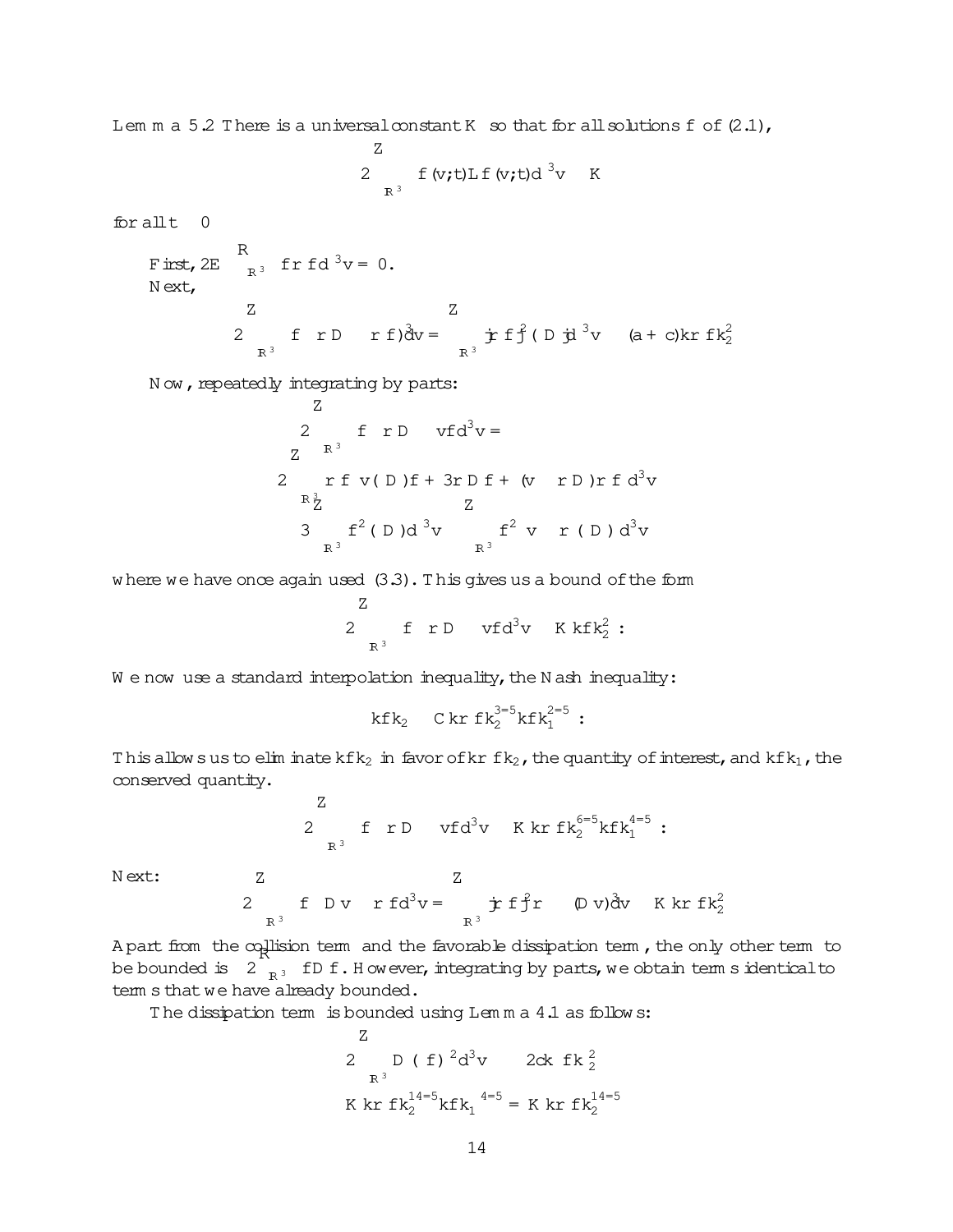**Lemma 5.2** There is a universal constant $K$ so that for all solutions $f$ of (2.1),

$$2\int_{\mathbb{R}^3} f(v,t) L f(v,t) d^3v \leq K$$

for all $t \geq 0$

First, $2E\int_{\mathbb{R}^3} f \nabla f d^3v = 0$.

Next,

$$2\int_{\mathbb{R}^3} f \nabla \cdot (D\nabla f) d^3v = -\int_{\mathbb{R}^3} |\nabla f|^2 (D) d^3v \leq -(a+c)\|\nabla f\|_2^2$$

Now, repeatedly integrating by parts:

$$2\int_{\mathbb{R}^3} f \nabla \cdot D \cdot v f d^3v =$$

$$-2\int_{\mathbb{R}^3} \nabla f \cdot v(D)f + 3\nabla \cdot D f + (v \cdot \nabla D)\nabla f \, d^3v$$

$$\leq 3\int_{\mathbb{R}^3} f^2 (D) d^3v - \int_{\mathbb{R}^3} f^2 v \cdot \nabla(D) d^3v$$

where we have once again used (3.3). This gives us a bound of the form

$$2\int_{\mathbb{R}^3} f \nabla \cdot D \cdot v f d^3v \leq K\|f\|_2^2 .$$

We now use a standard interpolation inequality, the Nash inequality:

$$\|f\|_2 \leq C\|\nabla f\|_2^{3/5}\|f\|_1^{2/5} .$$

This allows us to eliminate $\|f\|_2$ in favor of $\|\nabla f\|_2$, the quantity of interest, and $\|f\|_1$, the conserved quantity.

$$2\int_{\mathbb{R}^3} f \nabla \cdot D \cdot v f d^3v \leq K\|\nabla f\|_2^{6/5}\|f\|_1^{4/5} .$$

Next:

$$2\int_{\mathbb{R}^3} f \nabla \cdot D v \cdot \nabla f d^3v = \int_{\mathbb{R}^3} |\nabla f|^2 \nabla \cdot (D v) d^3v \leq K\|\nabla f\|_2^2$$

Apart from the collision term and the favorable dissipation term, the only other term to be bounded is $2\int_{\mathbb{R}^3} f D f$. However, integrating by parts, we obtain terms identical to terms that we have already bounded.

The dissipation term is bounded using Lemma 4.1 as follows:

$$2\int_{\mathbb{R}^3} D(f)^2 d^3v \leq 2c\|f\|_2^2$$

$$K\|\nabla f\|_2^{14/5}\|f\|_1^{4/5} = K\|\nabla f\|_2^{14/5}$$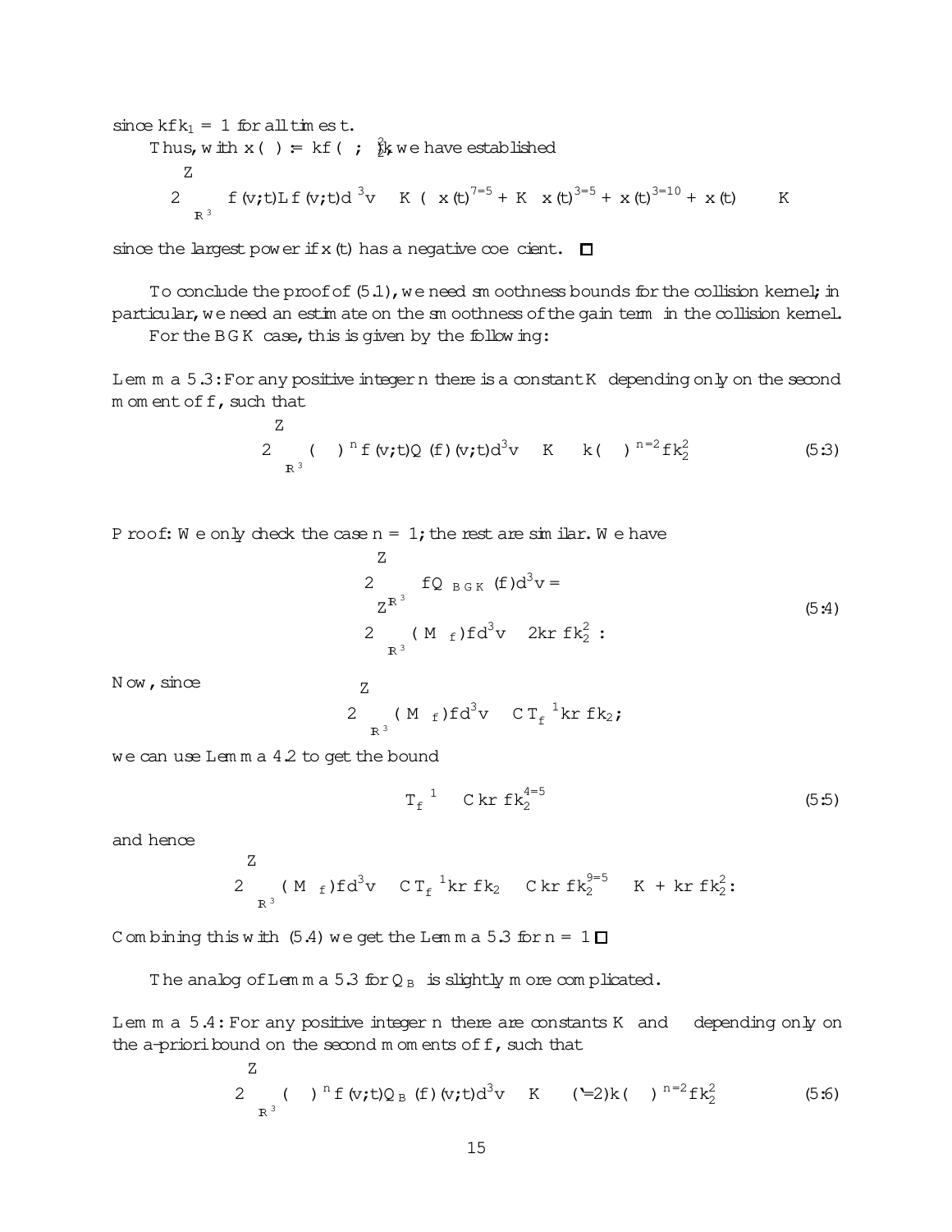since $\|f\|_1 = 1$ for all times $t$.

Thus, with $x(\ ) := \|f(\ ;\ )\|_2^2$, we have established

$$2\int_{\mathbb{R}^3} f(v;t) L f(v;t) d^3v \quad K\left(\ x(t)^{7/5} + K\ x(t)^{3/5} + x(t)^{3/10} + x(t)\right) \quad K$$

since the largest power if $x(t)$ has a negative coefficient. $\square$

To conclude the proof of (5.1), we need smoothness bounds for the collision kernel; in particular, we need an estimate on the smoothness of the gain term in the collision kernel.

For the BGK case, this is given by the following:

**Lemma 5.3:** For any positive integer $n$ there is a constant $K$ depending only on the second moment of $f$, such that

$$2\int_{\mathbb{R}^3} (\ )^n f(v;t) Q(f)(v;t) d^3v \quad K \quad \|(\ )^{n/2} f\|_2^2 \tag{5.3}$$

Proof: We only check the case $n = 1$; the rest are similar. We have

$$\begin{aligned} &2\int_{\mathbb{R}^3} f Q_{BGK}(f) d^3v = \\ &2\int_{\mathbb{R}^3} (M_f) f d^3v \quad 2\|\nabla f\|_2^2 : \end{aligned} \tag{5.4}$$

Now, since

$$2\int_{\mathbb{R}^3} (M_f) f d^3v \quad C T_f^{-1} \|\nabla f\|_2;$$

we can use Lemma 4.2 to get the bound

$$T_f^{-1} \quad C\|\nabla f\|_2^{4/5} \tag{5.5}$$

and hence

$$2\int_{\mathbb{R}^3} (M_f) f d^3v \quad C T_f^{-1} \|\nabla f\|_2 \quad C\|\nabla f\|_2^{9/5} \quad K + \|\nabla f\|_2^2 :$$

Combining this with (5.4) we get the Lemma 5.3 for $n = 1$ $\square$

The analog of Lemma 5.3 for $Q_B$ is slightly more complicated.

**Lemma 5.4:** For any positive integer $n$ there are constants $K$ and depending only on the a-priori bound on the second moments of $f$, such that

$$2\int_{\mathbb{R}^3} (\ )^n f(v;t) Q_B(f)(v;t) d^3v \quad K \quad (\ /2)\|(\ )^{n/2} f\|_2^2 \tag{5.6}$$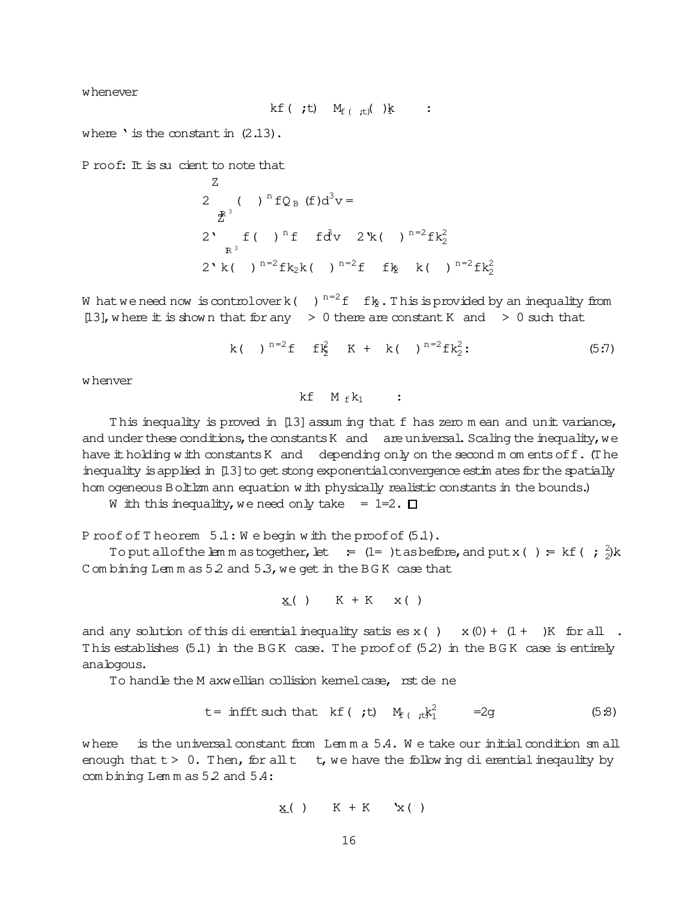whenever

$$\|f(\cdot;t) - M_{f(\cdot;t)}(\cdot)\|_1 \le \epsilon:$$

where $\ell$ is the constant in (2.13).

Proof: It is sufficient to note that

$$
\begin{aligned}
&2\int_{\mathbb{R}^3} (-\Delta)^n f Q_B(f) d^3v = \\
&2\ell\int_{\mathbb{R}^3} f(-\Delta)^n f - f d^3v - 2\ell\|(-\Delta)^{n=2} f\|_2^2 \\
&2\ell\|(-\Delta)^{n=2} f\|_2 \|(-\Delta)^{n=2} f - f\|_2 - \|(-\Delta)^{n=2} f\|_2^2
\end{aligned}
$$

What we need now is control over $\|(-\Delta)^{n=2} f - f\|_2$. This is provided by an inequality from [13], where it is shown that for any $\epsilon > 0$ there are constant $K$ and $\delta > 0$ such that

$$\|(-\Delta)^{n=2} f - f\|_2^2 \le K + \epsilon\|(-\Delta)^{n=2} f\|_2^2: \tag{5:7}$$

whenver

$$\|f - M_f\|_1 \le \delta:$$

This inequality is proved in [13] assuming that $f$ has zero mean and unit variance, and under these conditions, the constants $K$ and $\delta$ are universal. Scaling the inequality, we have it holding with constants $K$ and $\delta$ depending only on the second moments of $f$. (The inequality is applied in [13] to get stong exponential convergence estimates for the spatially homogeneous Boltzmann equation with physically realistic constants in the bounds.)

With this inequality, we need only take $\epsilon = 1=2$. □

Proof of Theorem 5.1: We begin with the proof of (5.1).

To put all of the lemmas together, let $\tau := (1=\epsilon)t$ as before, and put $x(\tau) := \|f(\cdot;\epsilon^2\tau)\|$. Combining Lemmas 5.2 and 5.3, we get in the BGK case that

$$\underline{x}(\tau) \le K + K\epsilon x(\tau)$$

and any solution of this differential inequality satisfies $x(\tau) \le x(0) + (1+\epsilon)K$ for all $\tau$. This establishes (5.1) in the BGK case. The proof of (5.2) in the BGK case is entirely analogous.

To handle the Maxwellian collision kernel case, first define

$$\bar{t} = \inf\{t \text{ such that } \|f(\cdot;t) - M_{f(\cdot;t)}\|_1^2 \ge \delta=2\} \tag{5:8}$$

where $\delta$ is the universal constant from Lemma 5.4. We take our initial condition small enough that $\bar{t} > 0$. Then, for all $t \le \bar{t}$, we have the following differential ineqaulity by combining Lemmas 5.2 and 5.4:

$$\underline{x}(\tau) \le K + K\epsilon\ell x(\tau)$$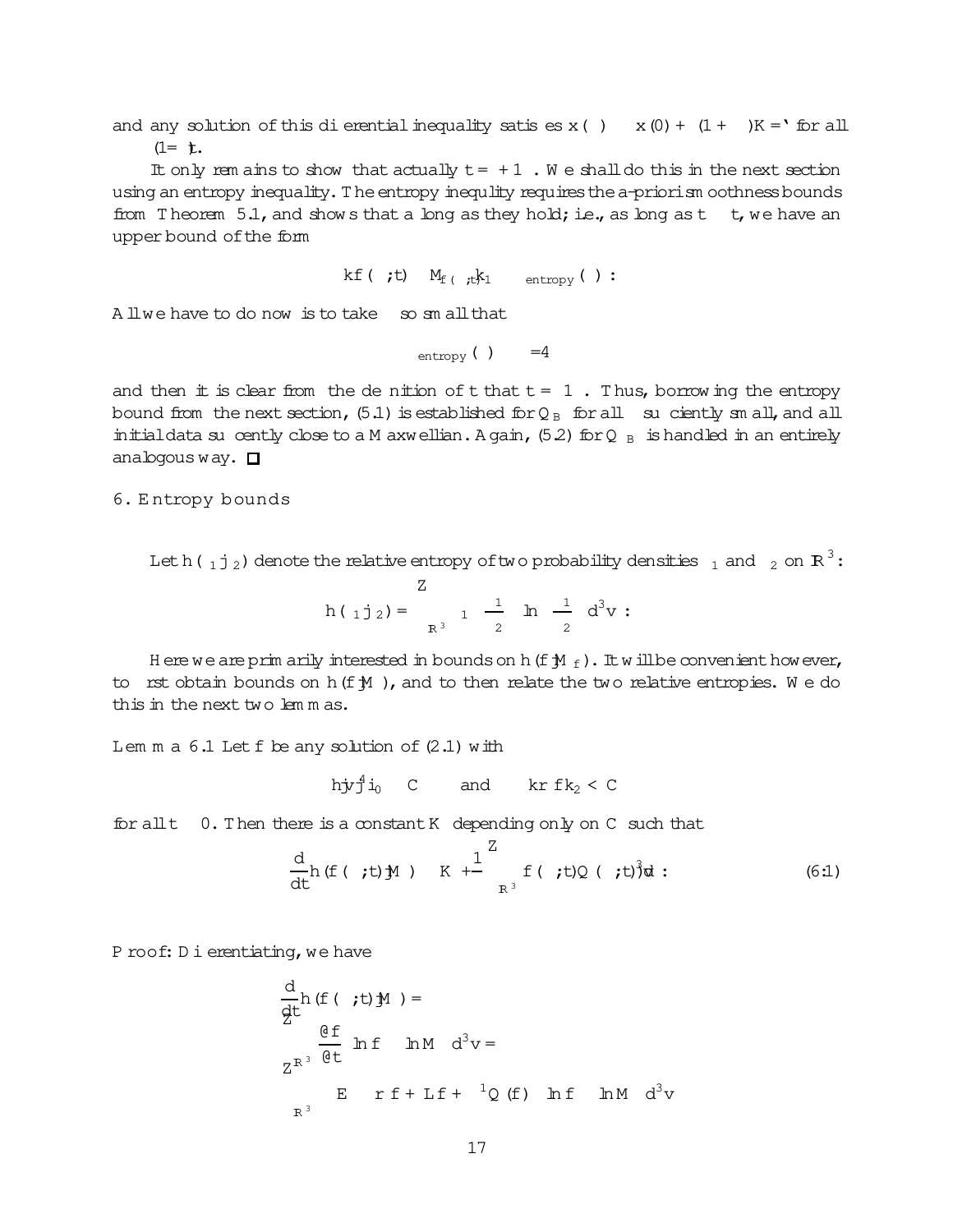and any solution of this differential inequality satisfies $x(\tau) \leq x(0) + (1+\epsilon)K/\ell$ for all $\tau \geq (1/\epsilon)t$.

It only remains to show that actually $t^\star = +\infty$. We shall do this in the next section using an entropy inequality. The entropy inequlity requires the a-priori smoothness bounds from Theorem 5.1, and shows that a long as they hold; i.e., as long as $t \leq t^\star$, we have an upper bound of the form

$$\|f(\cdot,t) - M_{f(\cdot,t)}\|_1 \leq \delta_{\text{entropy}}(\epsilon):$$

All we have to do now is to take $\epsilon$ so small that

$$\delta_{\text{entropy}}(\epsilon) \leq \delta/4$$

and then it is clear from the definition of $t^\star$ that $t^\star = \infty$. Thus, borrowing the entropy bound from the next section, (5.1) is established for $Q_B$ for all $\epsilon$ sufficiently small, and all initial data sufficently close to a Maxwellian. Again, (5.2) for $Q_B$ is handled in an entirely analogous way. $\square$

## 6. Entropy bounds

Let $h(\rho_1|\rho_2)$ denote the relative entropy of two probability densities $\rho_1$ and $\rho_2$ on $\mathbb{R}^3$:

$$h(\rho_1|\rho_2) = \int_{\mathbb{R}^3} \rho_1 \left(\frac{\rho_1}{\rho_2}\right) \ln\left(\frac{\rho_1}{\rho_2}\right) d^3v :$$

Here we are primarily interested in bounds on $h(f|M_f)$. It will be convenient however, to first obtain bounds on $h(f|M)$, and to then relate the two relative entropies. We do this in the next two lemmas.

**Lemma 6.1** Let $f$ be any solution of (2.1) with

$$\langle |v|^4 \rangle_0 \leq C \qquad \text{and} \qquad \|\nabla f\|_2 < C$$

for all $t \geq 0$. Then there is a constant $K$ depending only on $C$ such that

$$\frac{d}{dt} h(f(\cdot,t)|M) \leq K + \frac{1}{\epsilon}\int_{\mathbb{R}^3} f(\cdot,t)Q(\cdot,t)|v|^3 dv : \tag{6.1}$$

*Proof:* Differentiating, we have

$$\begin{aligned}
&\frac{d}{dt} h(f(\cdot,t)|M) = \\
&\int_{\mathbb{R}^3} \frac{\partial f}{\partial t} \left(\ln f - \ln M\right) d^3v = \\
&\int_{\mathbb{R}^3} \left(E \cdot \nabla f + Lf + \epsilon^{-1}Q(f)\right)\left(\ln f - \ln M\right) d^3v
\end{aligned}$$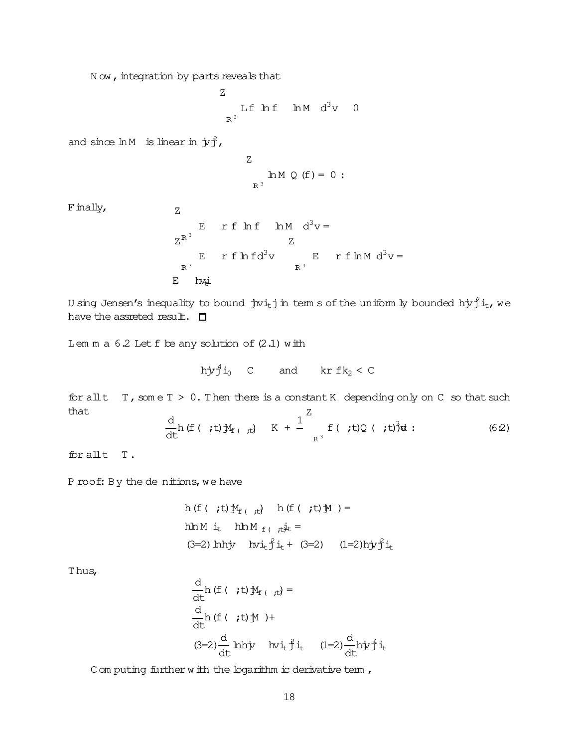Now, integration by parts reveals that

$$\int_{\mathbb{R}^3} Lf\left(\ln f - \ln M\right) d^3v \leq 0$$

and since $\ln M$ is linear in $|v|^2$,

$$\int_{\mathbb{R}^3} \ln M\, Q(f) = 0\ .$$

Finally,

$$\begin{aligned}
&\int_{\mathbb{R}^3} E \cdot \nabla f\left(\ln f - \ln M\right) d^3v = \\
&\int_{\mathbb{R}^3} E \cdot \nabla f \ln f d^3v - \int_{\mathbb{R}^3} E \cdot \nabla f \ln M\, d^3v = \\
&E \cdot \langle v \rangle_t
\end{aligned}$$

Using Jensen's inequality to bound $|\langle v \rangle_t|$ in terms of the uniformly bounded $\langle |v|^2 \rangle_t$, we have the assreted result. $\square$

**Lemma 6.2** Let $f$ be any solution of (2.1) with

$$\langle |v|^4 \rangle_0 \leq C \qquad \text{and} \qquad \|\nabla f\|_2 < C$$

for all $t \leq T$, some $T > 0$. Then there is a constant $K$ depending only on $C$ so that such that

$$\frac{d}{dt} h(f(\cdot,t)|M_{f(\cdot,t)}) \leq K + \frac{1}{\epsilon}\int_{\mathbb{R}^3} f(\cdot,t) Q(\cdot,t)|v|^3 dv\ . \tag{6.2}$$

for all $t \leq T$.

Proof: By the definitions, we have

$$\begin{aligned}
&h(f(\cdot,t)|M_{f(\cdot,t)}) - h(f(\cdot,t)|M) = \\
&\langle \ln M \rangle_t - \langle \ln M_{f(\cdot,t)} \rangle_t = \\
&(3/2)\ln \langle |v - \langle v \rangle_t|^2 \rangle_t + (3/2) - (1/2)\langle |v|^2 \rangle_t
\end{aligned}$$

Thus,

$$\begin{aligned}
&\frac{d}{dt} h(f(\cdot,t)|M_{f(\cdot,t)}) = \\
&\frac{d}{dt} h(f(\cdot,t)|M) + \\
&(3/2)\frac{d}{dt}\ln \langle |v - \langle v \rangle_t|^2 \rangle_t - (1/2)\frac{d}{dt}\langle |v|^4 \rangle_t
\end{aligned}$$

Computing further with the logarithmic derivative term,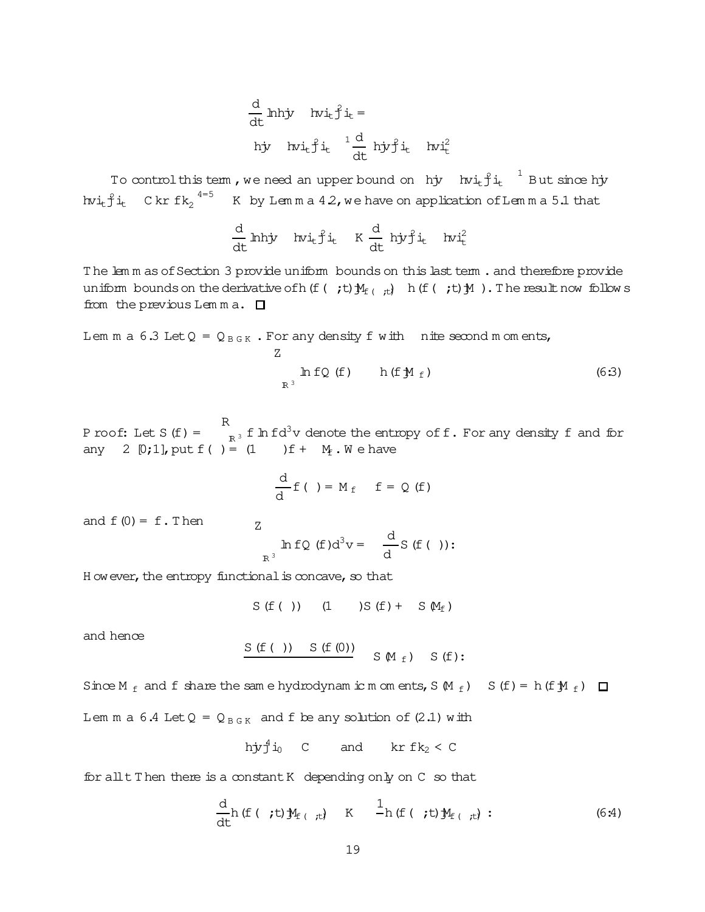$$\frac{d}{dt}\ln\langle |v - \langle v\rangle_t|^2\rangle_t =$$

$$\langle |v - \langle v\rangle_t|^2\rangle_t^{-1}\frac{d}{dt}\left(\langle |v|^2\rangle_t - \langle v\rangle_t^2\right)$$

To control this term, we need an upper bound on $\langle |v - \langle v\rangle_t|^2\rangle_t^{-1}$. But since $\langle |v - \langle v\rangle_t|^2\rangle_t \geq C\|\nabla f\|_2^{-4/5} \geq K$ by Lemma 4.2, we have on application of Lemma 5.1 that

$$\frac{d}{dt}\ln\langle |v - \langle v\rangle_t|^2\rangle_t \leq K\frac{d}{dt}\left(\langle |v|^2\rangle_t - \langle v\rangle_t^2\right)$$

The lemmas of Section 3 provide uniform bounds on this last term. and therefore provide uniform bounds on the derivative of $h(f(\cdot,t)|M_{f(\cdot,t)}) - h(f(\cdot,t)|M)$. The result now follows from the previous Lemma. $\square$

**Lemma 6.3** Let $Q = Q_{BGK}$. For any density $f$ with finite second moments,

$$-\int_{\mathbb{R}^3}\ln fQ(f) \geq h(f|M_f) \tag{6.3}$$

Proof: Let $S(f) = -\int_{\mathbb{R}^3} f\ln f d^3v$ denote the entropy of $f$. For any density $f$ and for any $\lambda \in [0,1]$, put $f(\lambda) = (1-\lambda)f + \lambda M_f$. We have

$$\frac{d}{d\lambda}f(\lambda) = M_f - f = Q(f)$$

and $f(0) = f$. Then

$$-\int_{\mathbb{R}^3}\ln fQ(f)d^3v = \frac{d}{d\lambda}S(f(\lambda)):$$

However, the entropy functional is concave, so that

$$S(f(\lambda)) \geq (1-\lambda)S(f) + \lambda S(M_f)$$

and hence

$$\frac{S(f(\lambda)) - S(f(0))}{\lambda} \geq S(M_f) - S(f):$$

Since $M_f$ and $f$ share the same hydrodynamic moments, $S(M_f) - S(f) = h(f|M_f)$ $\square$

**Lemma 6.4** Let $Q = Q_{BGK}$ and $f$ be any solution of (2.1) with

$$\langle |v|^4\rangle_0 \leq C \quad \text{and} \quad \|\nabla f\|_2 < C$$

for all $t$ Then there is a constant $K$ depending only on $C$ so that

$$\frac{d}{dt}h(f(\cdot,t)|M_{f(\cdot,t)}) \leq K - \frac{1}{\tau}h(f(\cdot,t)|M_{f(\cdot,t)}) : \tag{6.4}$$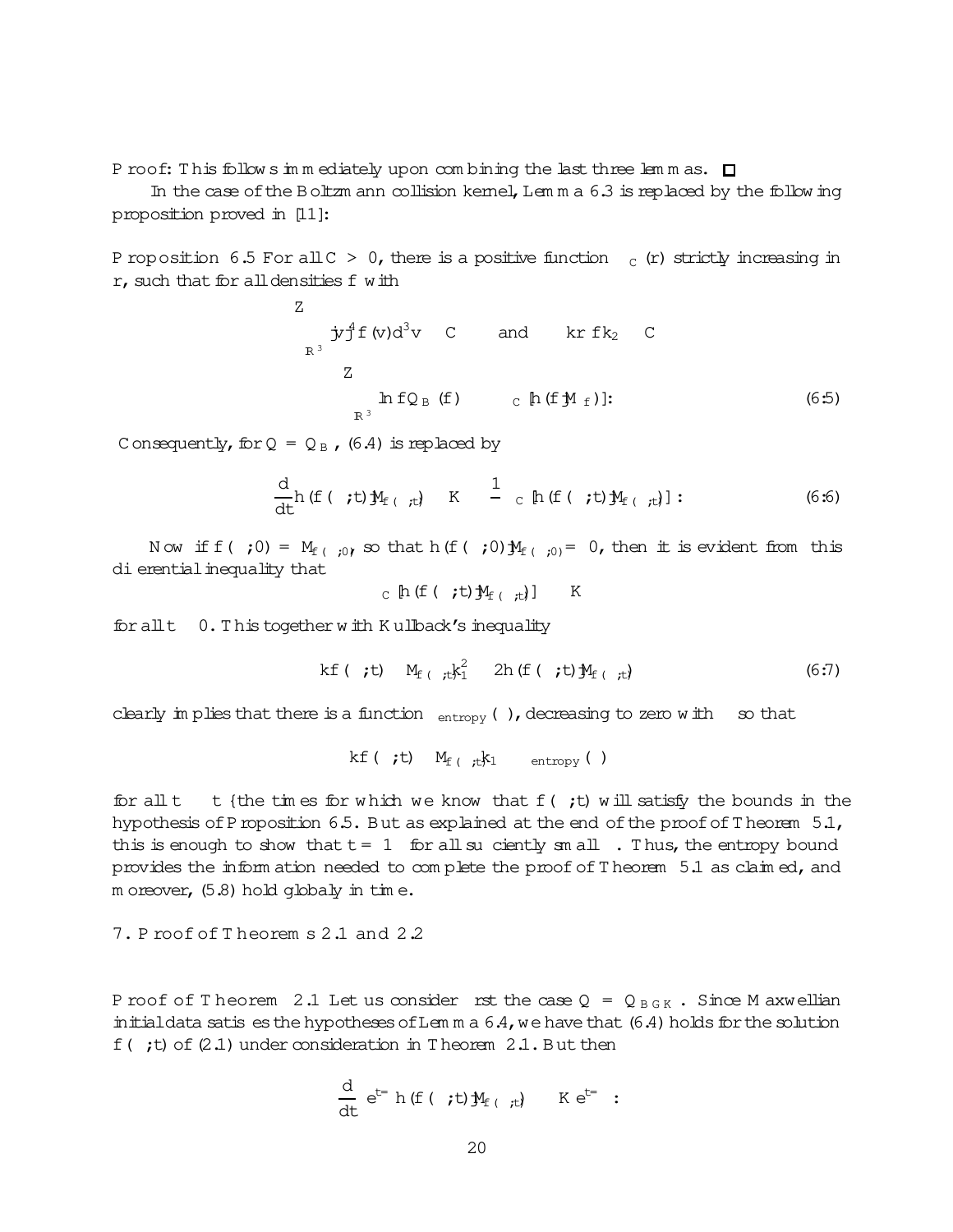Proof: This follows immediately upon combining the last three lemmas. $\square$

In the case of the Boltzmann collision kernel, Lemma 6.3 is replaced by the following proposition proved in [11]:

**Proposition 6.5** For all $C > 0$, there is a positive function $\Phi_C(r)$ strictly increasing in $r$, such that for all densities $f$ with

$$\int_{\mathbb{R}^3} |v|^4 f(v) d^3v \leq C \qquad \text{and} \qquad \|\nabla f\|_2 \leq C$$

$$\int_{\mathbb{R}^3} \ln f Q_B(f) \leq -\Phi_C\left[h(f|M_f)\right]. \tag{6.5}$$

Consequently, for $Q = Q_B$, (6.4) is replaced by

$$\frac{d}{dt} h(f(\cdot;t)|M_{f(\cdot;t)}) \leq K - \frac{1}{\epsilon}\Phi_C\left[h(f(\cdot;t)|M_{f(\cdot;t)})\right]. \tag{6.6}$$

Now if $f(\cdot;0) = M_{f(\cdot;0)}$, so that $h(f(\cdot;0)|M_{f(\cdot;0)}) = 0$, then it is evident from this differential inequality that

$$\Phi_C\left[h(f(\cdot;t)|M_{f(\cdot;t)})\right] \leq \epsilon K$$

for all $t \geq 0$. This together with Kullback's inequality

$$\|f(\cdot;t) - M_{f(\cdot;t)}\|_1^2 \leq 2h(f(\cdot;t)|M_{f(\cdot;t)}) \tag{6.7}$$

clearly implies that there is a function $\delta_{\text{entropy}}(\epsilon)$, decreasing to zero with $\epsilon$ so that

$$\|f(\cdot;t) - M_{f(\cdot;t)}\|_1 \leq \delta_{\text{entropy}}(\epsilon)$$

for all $t \leq t_\star$ – the times for which we know that $f(\cdot;t)$ will satisfy the bounds in the hypothesis of Proposition 6.5. But as explained at the end of the proof of Theorem 5.1, this is enough to show that $t_\star = \infty$ for all sufficiently small $\epsilon$. Thus, the entropy bound provides the information needed to complete the proof of Theorem 5.1 as claimed, and moreover, (5.8) hold globaly in time.

## 7. Proof of Theorems 2.1 and 2.2

**Proof of Theorem 2.1** Let us consider first the case $Q = Q_{BGK}$. Since Maxwellian initial data satisfies the hypotheses of Lemma 6.4, we have that (6.4) holds for the solution $f(\cdot;t)$ of (2.1) under consideration in Theorem 2.1. But then

$$\frac{d}{dt}\left(e^{t/\epsilon} h(f(\cdot;t)|M_{f(\cdot;t)})\right) \leq K e^{t/\epsilon}\ .$$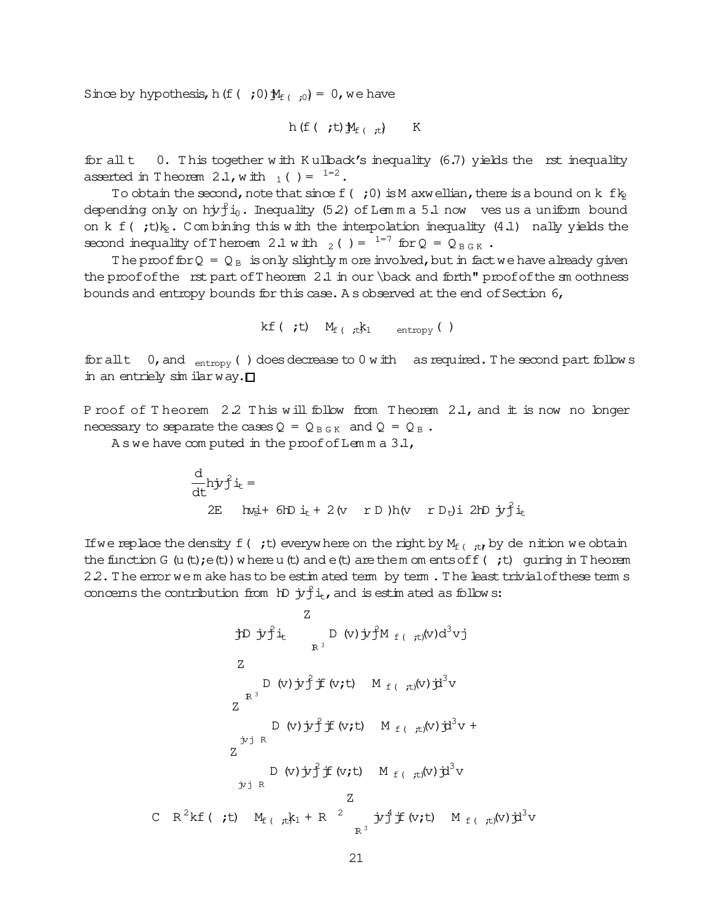Since by hypothesis, $h(f(\cdot;0)|M_{f(\cdot;0)}) = 0$, we have

$$h(f(\cdot;t)|M_{f(\cdot;t)}) \le K\epsilon$$

for all $t \ge 0$. This together with Kullback's inequality (6.7) yields the first inequality asserted in Theorem 2.1, with $\eta_1(\epsilon) = \epsilon^{1/2}$.

To obtain the second, note that since $f(\cdot;0)$ is Maxwellian, there is a bound on $\|f\|_2$ depending only on $h|v|^2 i_0$. Inequality (5.2) of Lemma 5.1 now gives us a uniform bound on $\|f(\cdot;t)\|_2$. Combining this with the interpolation inequality (4.1) finally yields the second inequality of Theorem 2.1 with $\eta_2(\epsilon) = \epsilon^{1/7}$ for $Q = Q_{BGK}$.

The proof for $Q = Q_B$ is only slightly more involved, but in fact we have already given the proof of the first part of Theorem 2.1 in our "back and forth" proof of the smoothness bounds and entropy bounds for this case. As observed at the end of Section 6,

$$\|f(\cdot;t) - M_{f(\cdot;t)}\|_1 \le \eta_{\rm entropy}(\epsilon)$$

for all $t \ge 0$, and $\eta_{\rm entropy}(\epsilon)$ does decrease to 0 with $\epsilon$ as required. The second part follows in an entriely similar way. $\square$

**Proof of Theorem 2.2** This will follow from Theorem 2.1, and it is now no longer necessary to separate the cases $Q = Q_{BGK}$ and $Q = Q_B$.

As we have computed in the proof of Lemma 3.1,

$$\frac{d}{dt}h|v|^2 i_t =$$
$$2E \cdot hv_t i + 6hD i_t + 2(v \cdot \nabla D)h(v \cdot \nabla D_t)i - 2hD|v|^2 i_t$$

If we replace the density $f(\cdot;t)$ everywhere on the right by $M_{f(\cdot;t)}$, by definition we obtain the function $G(u(t);e(t))$ where $u(t)$ and $e(t)$ are the moments of $f(\cdot;t)$ figuring in Theorem 2.2. The error we make has to be estimated term by term. The least trivial of these terms concerns the contribution from $hD|v|^2 i_t$, and is estimated as follows:

$$
\begin{aligned}
&\left| hD|v|^2 i_t - \int_{\mathbb{R}^3} D(v)|v|^2 M_{f(\cdot;t)}(v)\,d^3v \right| \\
&\le \int_{\mathbb{R}^3} D(v)|v|^2 |f(v;t) - M_{f(\cdot;t)}(v)|\,d^3v \\
&\le \int_{|v|\le R} D(v)|v|^2 |f(v;t) - M_{f(\cdot;t)}(v)|\,d^3v + \\
&\quad \int_{|v|\ge R} D(v)|v|^2 |f(v;t) - M_{f(\cdot;t)}(v)|\,d^3v \\
&\le C\left( R^2\|f(\cdot;t) - M_{f(\cdot;t)}\|_1 + R^{-2}\int_{\mathbb{R}^3} |v|^4 |f(v;t) - M_{f(\cdot;t)}(v)|\,d^3v \right)
\end{aligned}
$$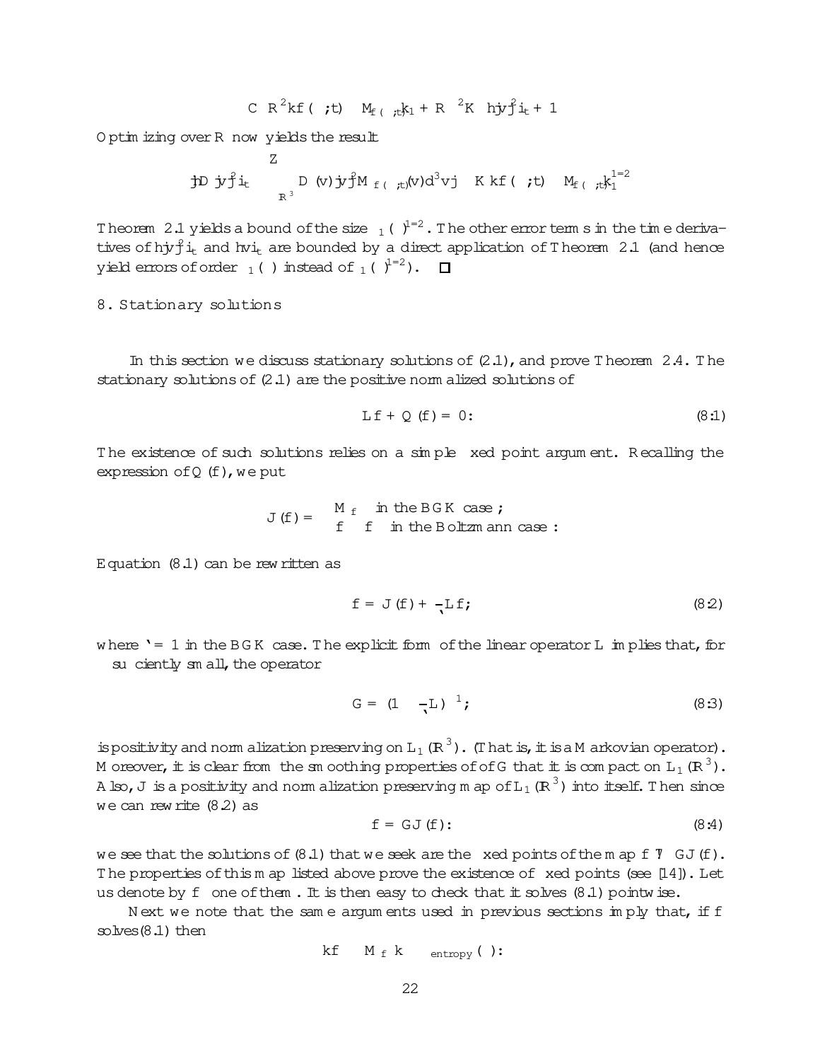$$C \, R^2 \|f(\cdot;t) - M_{f(\cdot;t)}\|_1 + R^{-2} K \langle |v|^2\rangle_t + 1$$

Optimizing over $R$ now yields the result

$$\left|\langle D|v|^2\rangle_t - \int_{\mathbb{R}^3} D(v)|v|^2 M_{f(\cdot;t)}(v)\,d^3v\right| \le K \|f(\cdot;t) - M_{f(\cdot;t)}\|_1^{1/2}$$

Theorem 2.1 yields a bound of the size $\epsilon_1(\epsilon)^{1/2}$. The other error terms in the time derivatives of $\langle |v|^2\rangle_t$ and $\langle v\rangle_t$ are bounded by a direct application of Theorem 2.1 (and hence yield errors of order $\epsilon_1(\epsilon)$ instead of $\epsilon_1(\epsilon)^{1/2}$). $\square$

## 8. Stationary solutions

In this section we discuss stationary solutions of (2.1), and prove Theorem 2.4. The stationary solutions of (2.1) are the positive normalized solutions of

$$Lf + Q(f) = 0. \tag{8.1}$$

The existence of such solutions relies on a simple fixed point argument. Recalling the expression of $Q(f)$, we put

$$J(f) = \begin{cases} M_f & \text{in the BGK case;} \\ f * f & \text{in the Boltzmann case.} \end{cases}$$

Equation (8.1) can be rewritten as

$$f = J(f) + \frac{\epsilon}{\ell} Lf; \tag{8.2}$$

where $\ell = 1$ in the BGK case. The explicit form of the linear operator $L$ implies that, for $\epsilon$ sufficiently small, the operator

$$G = \left(1 - \frac{\epsilon}{\ell} L\right)^{-1}; \tag{8.3}$$

is positivity and normalization preserving on $L_1(\mathbb{R}^3)$. (That is, it is a Markovian operator). Moreover, it is clear from the smoothing properties of of $G$ that it is compact on $L_1(\mathbb{R}^3)$. Also, $J$ is a positivity and normalization preserving map of $L_1(\mathbb{R}^3)$ into itself. Then since we can rewrite (8.2) as

$$f = GJ(f). \tag{8.4}$$

we see that the solutions of (8.1) that we seek are the fixed points of the map $f \mapsto GJ(f)$. The properties of this map listed above prove the existence of fixed points (see [14]). Let us denote by $f_\epsilon$ one of them. It is then easy to check that it solves (8.1) pointwise.

Next we note that the same arguments used in previous sections imply that, if $f$ solves (8.1) then

$$\|f - M_f\| \le \epsilon_{\text{entropy}}(\epsilon).$$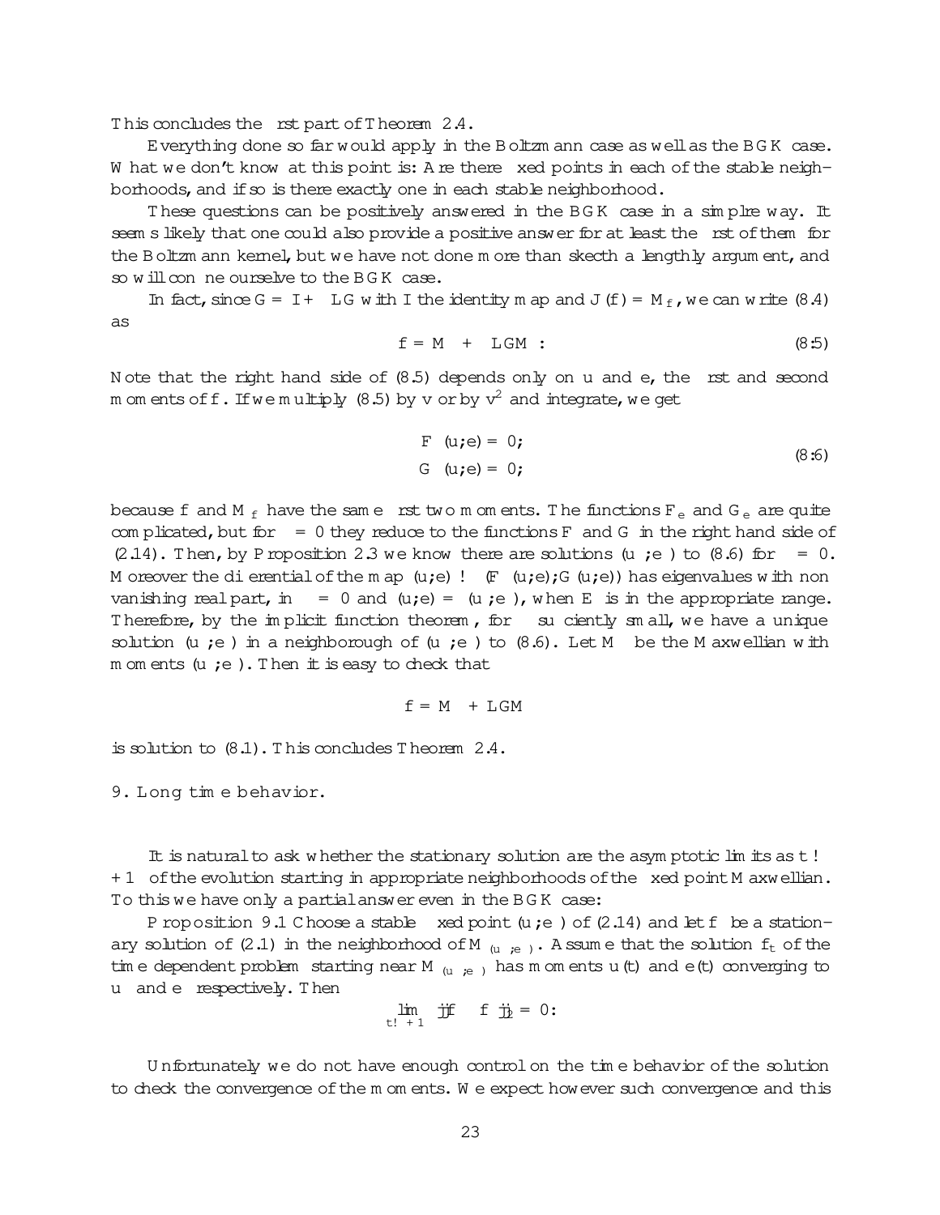This concludes the first part of Theorem 2.4.

Everything done so far would apply in the Boltzmann case as well as the BGK case. What we don't know at this point is: Are there fixed points in each of the stable neighborhoods, and if so is there exactly one in each stable neighborhood.

These questions can be positively answered in the BGK case in a simplre way. It seems likely that one could also provide a positive answer for at least the first of them for the Boltzmann kernel, but we have not done more than skecth a lengthly argument, and so will confine ourselve to the BGK case.

In fact, since $G = I + \epsilon LG$ with $I$ the identity map and $J(f) = M_f$, we can write (8.4) as

$$f = M + \epsilon LGM : \tag{8.5}$$

Note that the right hand side of (8.5) depends only on $u$ and $e$, the first and second moments of $f$. If we multiply (8.5) by $v$ or by $v^2$ and integrate, we get

$$\begin{aligned} F_\epsilon(u;e) &= 0; \\ G_\epsilon(u;e) &= 0; \end{aligned} \tag{8.6}$$

because $f$ and $M_f$ have the same first two moments. The functions $F_e$ and $G_e$ are quite complicated, but for $\epsilon = 0$ they reduce to the functions $F$ and $G$ in the right hand side of (2.14). Then, by Proposition 2.3 we know there are solutions $(u;e)$ to (8.6) for $\epsilon = 0$. Moreover the differential of the map $(u;e) \to (F(u;e);G(u;e))$ has eigenvalues with non vanishing real part, in $\epsilon = 0$ and $(u;e) = (u;e)$, when $E$ is in the appropriate range. Therefore, by the implicit function theorem, for $\epsilon$ sufficiently small, we have a unique solution $(u;e)$ in a neighborough of $(u;e)$ to (8.6). Let $M$ be the Maxwellian with moments $(u;e)$. Then it is easy to check that

$$f = M + LGM$$

is solution to (8.1). This concludes Theorem 2.4.

## 9. Long time behavior.

It is natural to ask whether the stationary solution are the asymptotic limits as $t \to +\infty$ of the evolution starting in appropriate neighborhoods of the fixed point Maxwellian. To this we have only a partial answer even in the BGK case:

Proposition 9.1 Choose a stable fixed point $(u;e)$ of (2.14) and let $f$ be a stationary solution of (2.1) in the neighborhood of $M_{(u;e)}$. Assume that the solution $f_t$ of the time dependent problem starting near $M_{(u;e)}$ has moments $u(t)$ and $e(t)$ converging to $u$ and $e$ respectively. Then

$$\lim_{t \to +\infty} \|f - f\|_2 = 0:$$

Unfortunately we do not have enough control on the time behavior of the solution to check the convergence of the moments. We expect however such convergence and this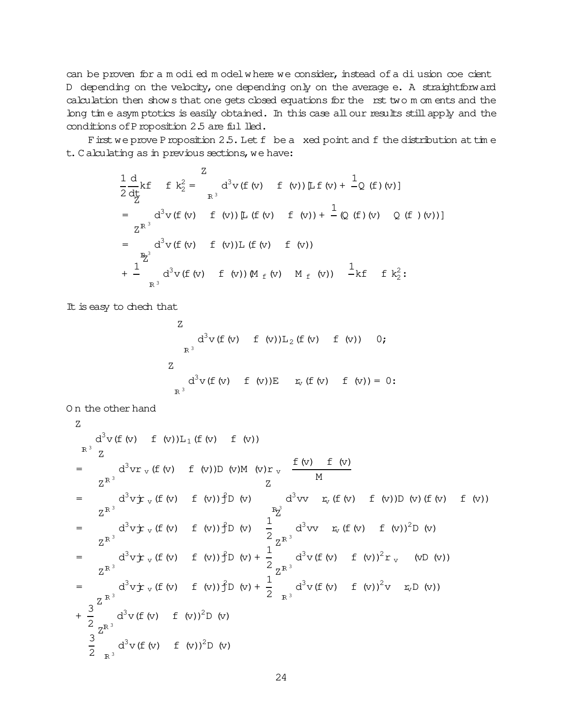can be proven for a modified model where we consider, instead of a diffusion coefficient $D$ depending on the velocity, one depending only on the average $e$. A straightforward calculation then shows that one gets closed equations for the first two moments and the long time asymptotics is easily obtained. In this case all our results still apply and the conditions of Proposition 2.5 are fulfilled.

First we prove Proposition 2.5. Let $f_\infty$ be a fixed point and $f$ the distribution at time $t$. Calculating as in previous sections, we have:

$$
\begin{aligned}
\frac{1}{2}\frac{d}{dt}\|f - f_\infty\|_2^2 &= \int_{\mathbb{R}^3} d^3v\,(f(v) - f_\infty(v))\left[Lf(v) + \frac{1}{\tau}Q(f)(v)\right] \\
&= \int_{\mathbb{R}^3} d^3v\,(f(v) - f_\infty(v))\left[L(f(v) - f_\infty(v)) + \frac{1}{\tau}(Q(f)(v) - Q(f_\infty)(v))\right] \\
&= \int_{\mathbb{R}^3} d^3v\,(f(v) - f_\infty(v))L(f(v) - f_\infty(v)) \\
&+ \frac{1}{\tau}\int_{\mathbb{R}^3} d^3v\,(f(v) - f_\infty(v))(M_f(v) - M_{f_\infty}(v)) - \frac{1}{\tau}\|f - f_\infty\|_2^2 :
\end{aligned}
$$

It is easy to chech that

$$
\int_{\mathbb{R}^3} d^3v\,(f(v) - f_\infty(v))L_2(f(v) - f_\infty(v)) \leq 0;
$$

$$
\int_{\mathbb{R}^3} d^3v\,(f(v) - f_\infty(v))E\cdot\nabla_v(f(v) - f_\infty(v)) = 0:
$$

On the other hand

$$
\begin{aligned}
&\int_{\mathbb{R}^3} d^3v\,(f(v) - f_\infty(v))L_1(f(v) - f_\infty(v)) \\
&= -\int_{\mathbb{R}^3} d^3v\,\nabla_v(f(v) - f_\infty(v))D(v)M(v)\nabla_v\left(\frac{f(v) - f_\infty(v)}{M}\right) \\
&= -\int_{\mathbb{R}^3} d^3v\,|\nabla_v(f(v) - f_\infty(v))|^2 D(v) - \int_{\mathbb{R}^3} d^3v\,v\cdot\nabla_v(f(v) - f_\infty(v))D(v)(f(v) - f_\infty(v)) \\
&= -\int_{\mathbb{R}^3} d^3v\,|\nabla_v(f(v) - f_\infty(v))|^2 D(v) - \frac{1}{2}\int_{\mathbb{R}^3} d^3v\,v\cdot\nabla_v(f(v) - f_\infty(v))^2 D(v) \\
&= -\int_{\mathbb{R}^3} d^3v\,|\nabla_v(f(v) - f_\infty(v))|^2 D(v) + \frac{1}{2}\int_{\mathbb{R}^3} d^3v\,(f(v) - f_\infty(v))^2\nabla_v\cdot(vD(v)) \\
&= -\int_{\mathbb{R}^3} d^3v\,|\nabla_v(f(v) - f_\infty(v))|^2 D(v) + \frac{1}{2}\int_{\mathbb{R}^3} d^3v\,(f(v) - f_\infty(v))^2 v\cdot\nabla_v D(v)) \\
&+ \frac{3}{2}\int_{\mathbb{R}^3} d^3v\,(f(v) - f_\infty(v))^2 D(v) \\
&\leq \frac{3}{2}\int_{\mathbb{R}^3} d^3v\,(f(v) - f_\infty(v))^2 D(v)
\end{aligned}
$$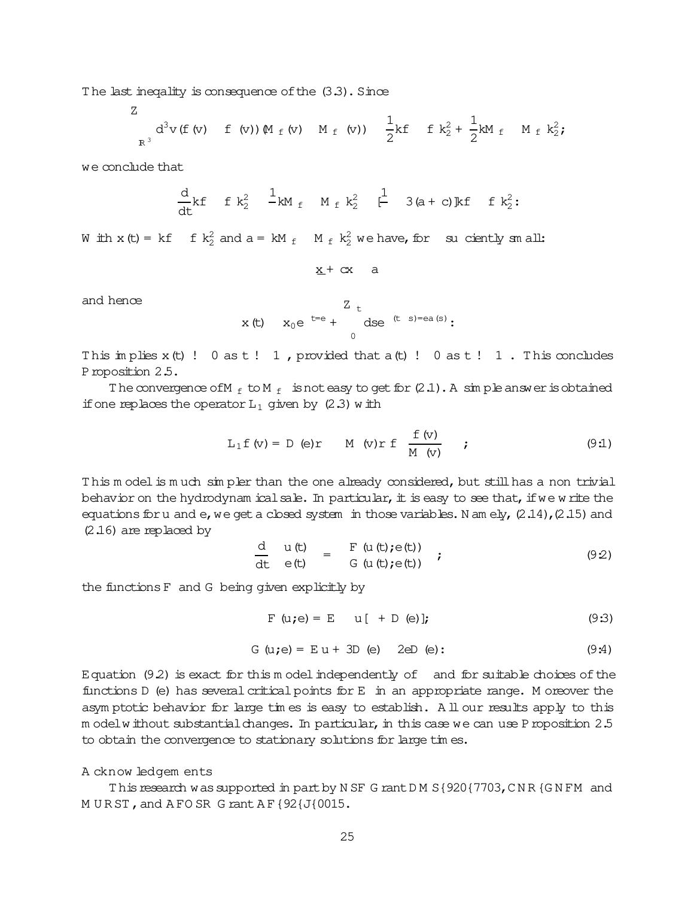The last ineqality is consequence of the (3.3). Since

$$\int_{\mathbb{R}^3} d^3v\,(f(v) - \bar{f}(v))(M_f(v) - M_{\bar{f}}(v)) \le \frac{1}{2}\|f - \bar{f}\|_2^2 + \frac{1}{2}\|M_f - M_{\bar{f}}\|_2^2;$$

we conclude that

$$\frac{d}{dt}\|f - \bar{f}\|_2^2 \le \frac{1}{\epsilon}\|M_f - M_{\bar{f}}\|_2^2 - \left[\frac{1}{\epsilon} - 3(a + c)\right]\|f - \bar{f}\|_2^2:$$

With $x(t) = \|f - \bar{f}\|_2^2$ and $a = \|M_f - M_{\bar{f}}\|_2^2$ we have, for $\epsilon$ sufficiently small:

$$\underline{x} + cx \le a$$

and hence

$$x(t) \le x_0 e^{-t/\epsilon} + \int_0^t ds\, e^{-(t-s)/\epsilon} a(s):$$

This implies $x(t) \to 0$ as $t \to \infty$, provided that $a(t) \to 0$ as $t \to \infty$. This concludes Proposition 2.5.

The convergence of $M_f$ to $M_{\bar{f}}$ is not easy to get for (2.1). A simple answer is obtained if one replaces the operator $L_1$ given by (2.3) with

$$L_1 f(v) = D(e)\nabla \cdot \left(M(v)\nabla \frac{f(v)}{M(v)}\right); \tag{9.1}$$

This model is much simpler than the one already considered, but still has a non trivial behavior on the hydrodynamical sale. In particular, it is easy to see that, if we write the equations for $u$ and $e$, we get a closed system in those variables. Namely, (2.14),(2.15) and (2.16) are replaced by

$$\frac{d}{dt}\begin{pmatrix} u(t) \\ e(t) \end{pmatrix} = \begin{pmatrix} F(u(t);e(t)) \\ G(u(t);e(t)) \end{pmatrix}; \tag{9.2}$$

the functions $F$ and $G$ being given explicitly by

$$F(u;e) = E - u[\nu + D(e)]; \tag{9.3}$$

$$G(u;e) = Eu + 3D(e) - 2eD(e): \tag{9.4}$$

Equation (9.2) is exact for this model independently of $\epsilon$ and for suitable choices of the functions $D(e)$ has several critical points for $E$ in an appropriate range. Moreover the asymptotic behavior for large times is easy to establish. All our results apply to this model without substantial changes. In particular, in this case we can use Proposition 2.5 to obtain the convergence to stationary solutions for large times.

## Acknowledgements

This research was supported in part by NSF Grant DMS{920{7703, CNR{GNFM and MURST, and AFOSR Grant AF{92{J{0015.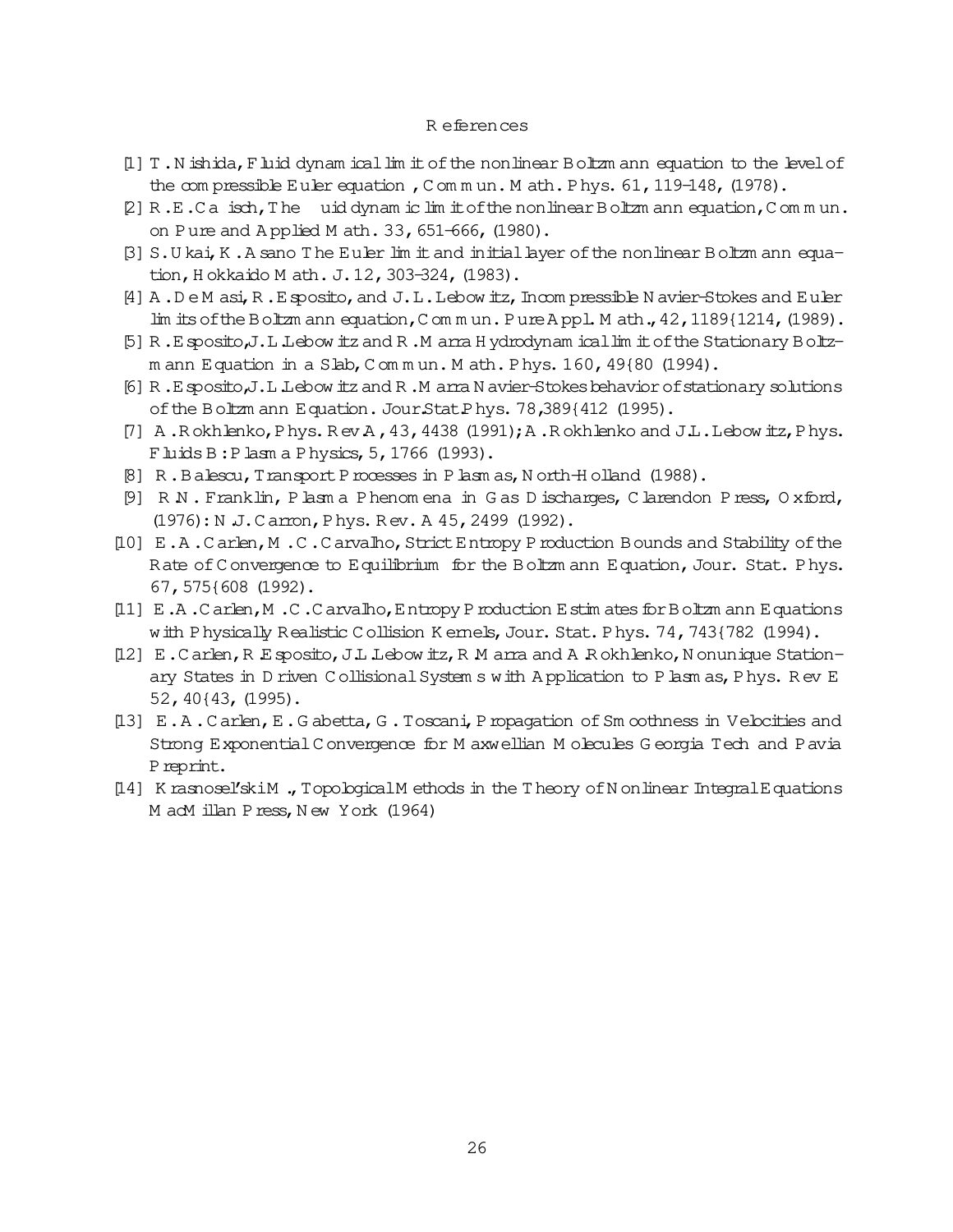## References

[1] T. Nishida, Fluid dynamical limit of the nonlinear Boltzmann equation to the level of the compressible Euler equation , Commun. Math. Phys. 61, 119–148, (1978).

[2] R.E.Caflisch, The fluid dynamic limit of the nonlinear Boltzmann equation, Commun. on Pure and Applied Math. 33, 651–666, (1980).

[3] S.Ukai, K.Asano The Euler limit and initial layer of the nonlinear Boltzmann equation, Hokkaido Math. J. 12, 303–324, (1983).

[4] A.De Masi, R.Esposito, and J.L.Lebowitz, Incompressible Navier-Stokes and Euler limits of the Boltzmann equation, Commun. Pure Appl. Math., 42, 1189–1214, (1989).

[5] R.Esposito, J.L.Lebowitz and R.Marra Hydrodynamical limit of the Stationary Boltzmann Equation in a Slab, Commun. Math. Phys. 160, 49–80 (1994).

[6] R.Esposito, J.L.Lebowitz and R.Marra Navier-Stokes behavior of stationary solutions of the Boltzmann Equation. Jour.Stat.Phys. 78, 389–412 (1995).

[7] A.Rokhlenko, Phys. Rev A, 43, 4438 (1991); A.Rokhlenko and J.L.Lebowitz, Phys. Fluids B: Plasma Physics, 5, 1766 (1993).

[8] R.Balescu, Transport Processes in Plasmas, North-Holland (1988).

[9] R.N. Franklin, Plasma Phenomena in Gas Discharges, Clarendon Press, Oxford, (1976): N.J.Carron, Phys. Rev. A 45, 2499 (1992).

[10] E.A.Carlen, M.C.Carvalho, Strict Entropy Production Bounds and Stability of the Rate of Convergence to Equilibrium for the Boltzmann Equation, Jour. Stat. Phys. 67, 575–608 (1992).

[11] E.A.Carlen, M.C.Carvalho, Entropy Production Estimates for Boltzmann Equations with Physically Realistic Collision Kernels, Jour. Stat. Phys. 74, 743–782 (1994).

[12] E.Carlen, R.Esposito, J.L.Lebowitz, R.Marra and A.Rokhlenko, Nonunique Stationary States in Driven Collisional Systems with Application to Plasmas, Phys. Rev E 52, 40–43, (1995).

[13] E.A.Carlen, E.Gabetta, G.Toscani, Propagation of Smoothness in Velocities and Strong Exponential Convergence for Maxwellian Molecules Georgia Tech and Pavia Preprint.

[14] Krasnosel'skiM., Topological Methods in the Theory of Nonlinear Integral Equations MacMillan Press, New York (1964)